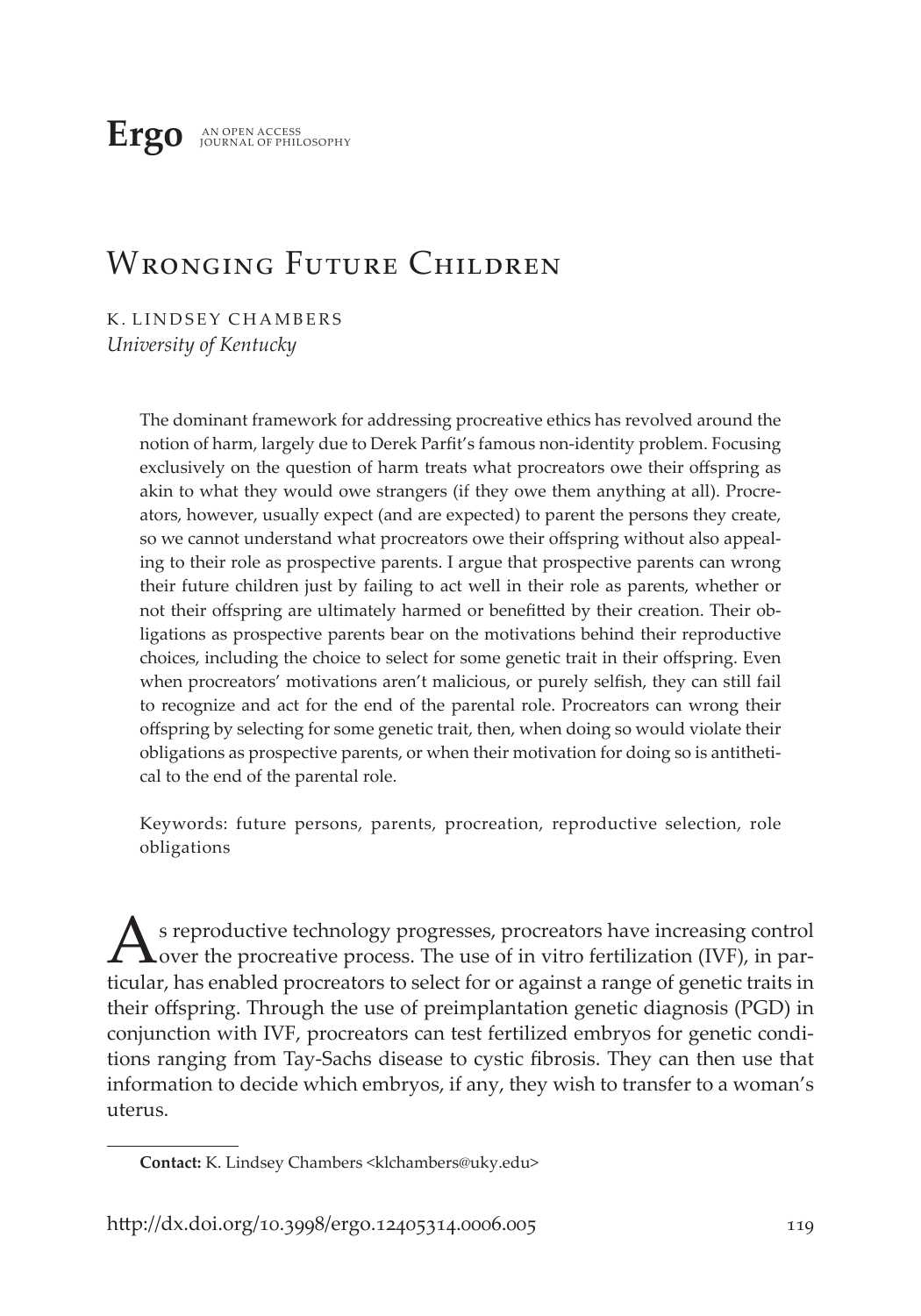**Ergo** AN OPEN ACCESS JOURNAL OF PHILOSOPHY

# Wronging Future Children

K. LINDSEY CHAMBERS
*University of Kentucky*

The dominant framework for addressing procreative ethics has revolved around the notion of harm, largely due to Derek Parfit's famous non-identity problem. Focusing exclusively on the question of harm treats what procreators owe their offspring as akin to what they would owe strangers (if they owe them anything at all). Procreators, however, usually expect (and are expected) to parent the persons they create, so we cannot understand what procreators owe their offspring without also appealing to their role as prospective parents. I argue that prospective parents can wrong their future children just by failing to act well in their role as parents, whether or not their offspring are ultimately harmed or benefitted by their creation. Their obligations as prospective parents bear on the motivations behind their reproductive choices, including the choice to select for some genetic trait in their offspring. Even when procreators' motivations aren't malicious, or purely selfish, they can still fail to recognize and act for the end of the parental role. Procreators can wrong their offspring by selecting for some genetic trait, then, when doing so would violate their obligations as prospective parents, or when their motivation for doing so is antithetical to the end of the parental role.

Keywords: future persons, parents, procreation, reproductive selection, role obligations

As reproductive technology progresses, procreators have increasing control over the procreative process. The use of in vitro fertilization (IVF), in particular, has enabled procreators to select for or against a range of genetic traits in their offspring. Through the use of preimplantation genetic diagnosis (PGD) in conjunction with IVF, procreators can test fertilized embryos for genetic conditions ranging from Tay-Sachs disease to cystic fibrosis. They can then use that information to decide which embryos, if any, they wish to transfer to a woman's uterus.

**Contact:** K. Lindsey Chambers <klchambers@uky.edu>

http://dx.doi.org/10.3998/ergo.12405314.0006.005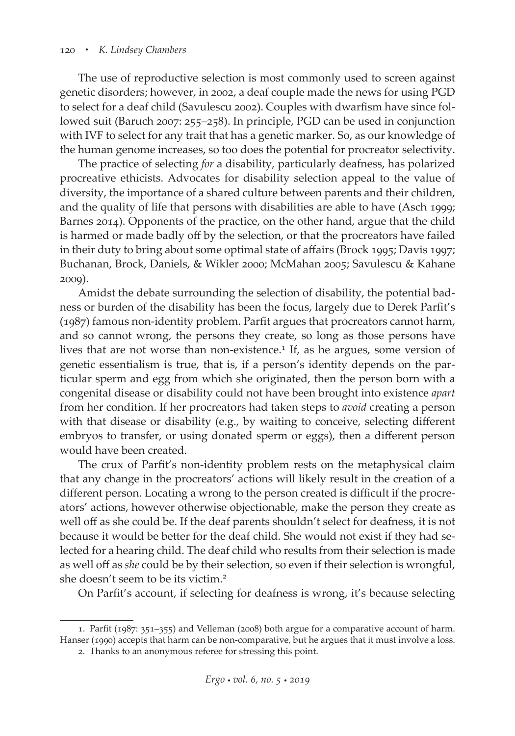The use of reproductive selection is most commonly used to screen against genetic disorders; however, in 2002, a deaf couple made the news for using PGD to select for a deaf child (Savulescu 2002). Couples with dwarfism have since followed suit (Baruch 2007: 255–258). In principle, PGD can be used in conjunction with IVF to select for any trait that has a genetic marker. So, as our knowledge of the human genome increases, so too does the potential for procreator selectivity.

The practice of selecting *for* a disability, particularly deafness, has polarized procreative ethicists. Advocates for disability selection appeal to the value of diversity, the importance of a shared culture between parents and their children, and the quality of life that persons with disabilities are able to have (Asch 1999; Barnes 2014). Opponents of the practice, on the other hand, argue that the child is harmed or made badly off by the selection, or that the procreators have failed in their duty to bring about some optimal state of affairs (Brock 1995; Davis 1997; Buchanan, Brock, Daniels, & Wikler 2000; McMahan 2005; Savulescu & Kahane 2009).

Amidst the debate surrounding the selection of disability, the potential badness or burden of the disability has been the focus, largely due to Derek Parfit's (1987) famous non-identity problem. Parfit argues that procreators cannot harm, and so cannot wrong, the persons they create, so long as those persons have lives that are not worse than non-existence.[1] If, as he argues, some version of genetic essentialism is true, that is, if a person's identity depends on the particular sperm and egg from which she originated, then the person born with a congenital disease or disability could not have been brought into existence *apart* from her condition. If her procreators had taken steps to *avoid* creating a person with that disease or disability (e.g., by waiting to conceive, selecting different embryos to transfer, or using donated sperm or eggs), then a different person would have been created.

The crux of Parfit's non-identity problem rests on the metaphysical claim that any change in the procreators' actions will likely result in the creation of a different person. Locating a wrong to the person created is difficult if the procreators' actions, however otherwise objectionable, make the person they create as well off as she could be. If the deaf parents shouldn't select for deafness, it is not because it would be better for the deaf child. She would not exist if they had selected for a hearing child. The deaf child who results from their selection is made as well off as *she* could be by their selection, so even if their selection is wrongful, she doesn't seem to be its victim.[2]

On Parfit's account, if selecting for deafness is wrong, it's because selecting

---

1. Parfit (1987: 351–355) and Velleman (2008) both argue for a comparative account of harm. Hanser (1990) accepts that harm can be non-comparative, but he argues that it must involve a loss.

2. Thanks to an anonymous referee for stressing this point.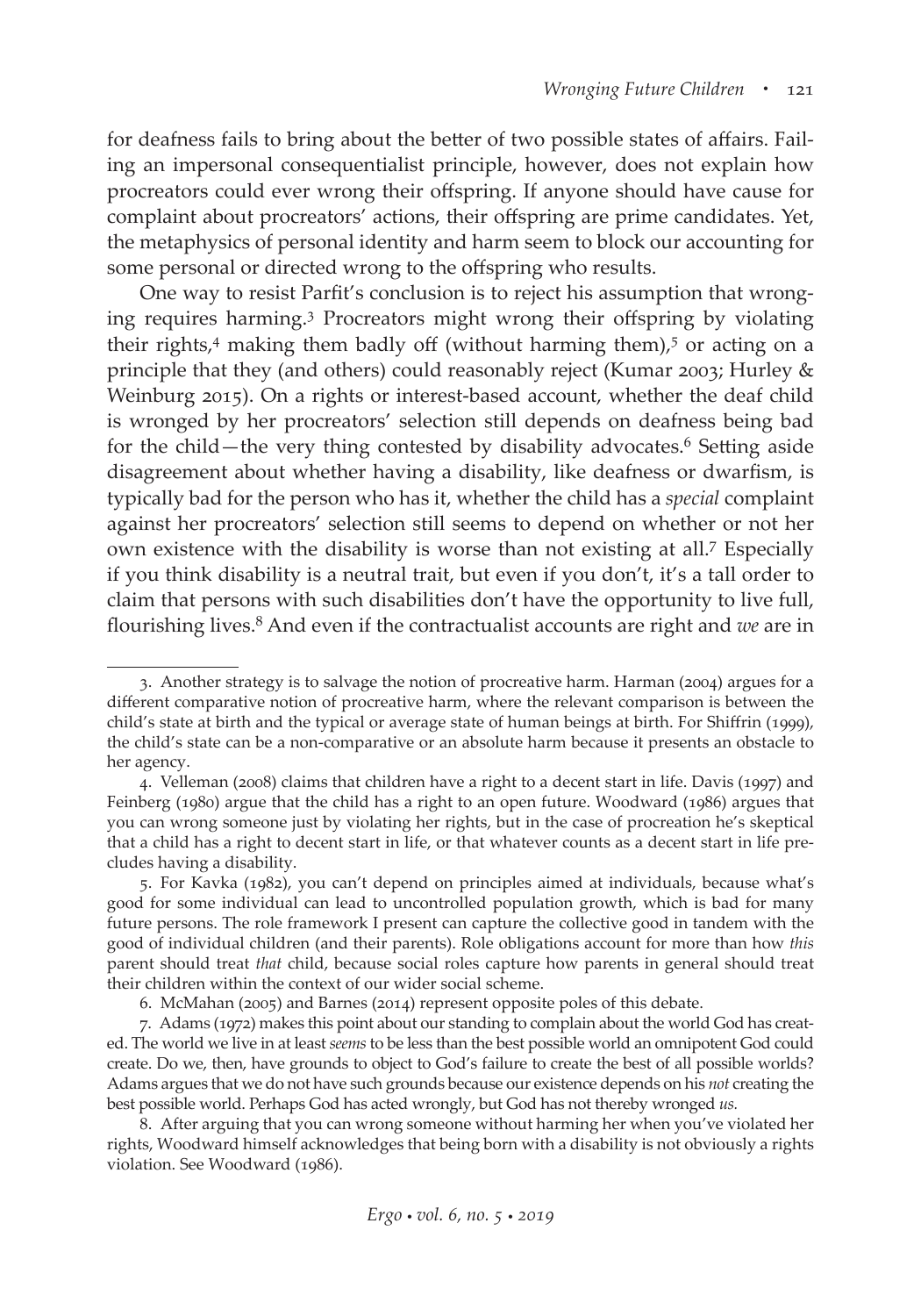for deafness fails to bring about the better of two possible states of affairs. Failing an impersonal consequentialist principle, however, does not explain how procreators could ever wrong their offspring. If anyone should have cause for complaint about procreators' actions, their offspring are prime candidates. Yet, the metaphysics of personal identity and harm seem to block our accounting for some personal or directed wrong to the offspring who results.

One way to resist Parfit's conclusion is to reject his assumption that wronging requires harming.[3] Procreators might wrong their offspring by violating their rights,[4] making them badly off (without harming them),[5] or acting on a principle that they (and others) could reasonably reject (Kumar 2003; Hurley & Weinburg 2015). On a rights or interest-based account, whether the deaf child is wronged by her procreators' selection still depends on deafness being bad for the child—the very thing contested by disability advocates.[6] Setting aside disagreement about whether having a disability, like deafness or dwarfism, is typically bad for the person who has it, whether the child has a *special* complaint against her procreators' selection still seems to depend on whether or not her own existence with the disability is worse than not existing at all.[7] Especially if you think disability is a neutral trait, but even if you don't, it's a tall order to claim that persons with such disabilities don't have the opportunity to live full, flourishing lives.[8] And even if the contractualist accounts are right and *we* are in

3. Another strategy is to salvage the notion of procreative harm. Harman (2004) argues for a different comparative notion of procreative harm, where the relevant comparison is between the child's state at birth and the typical or average state of human beings at birth. For Shiffrin (1999), the child's state can be a non-comparative or an absolute harm because it presents an obstacle to her agency.

4. Velleman (2008) claims that children have a right to a decent start in life. Davis (1997) and Feinberg (1980) argue that the child has a right to an open future. Woodward (1986) argues that you can wrong someone just by violating her rights, but in the case of procreation he's skeptical that a child has a right to decent start in life, or that whatever counts as a decent start in life precludes having a disability.

5. For Kavka (1982), you can't depend on principles aimed at individuals, because what's good for some individual can lead to uncontrolled population growth, which is bad for many future persons. The role framework I present can capture the collective good in tandem with the good of individual children (and their parents). Role obligations account for more than how *this* parent should treat *that* child, because social roles capture how parents in general should treat their children within the context of our wider social scheme.

6. McMahan (2005) and Barnes (2014) represent opposite poles of this debate.

7. Adams (1972) makes this point about our standing to complain about the world God has created. The world we live in at least *seems* to be less than the best possible world an omnipotent God could create. Do we, then, have grounds to object to God's failure to create the best of all possible worlds? Adams argues that we do not have such grounds because our existence depends on his *not* creating the best possible world. Perhaps God has acted wrongly, but God has not thereby wronged *us*.

8. After arguing that you can wrong someone without harming her when you've violated her rights, Woodward himself acknowledges that being born with a disability is not obviously a rights violation. See Woodward (1986).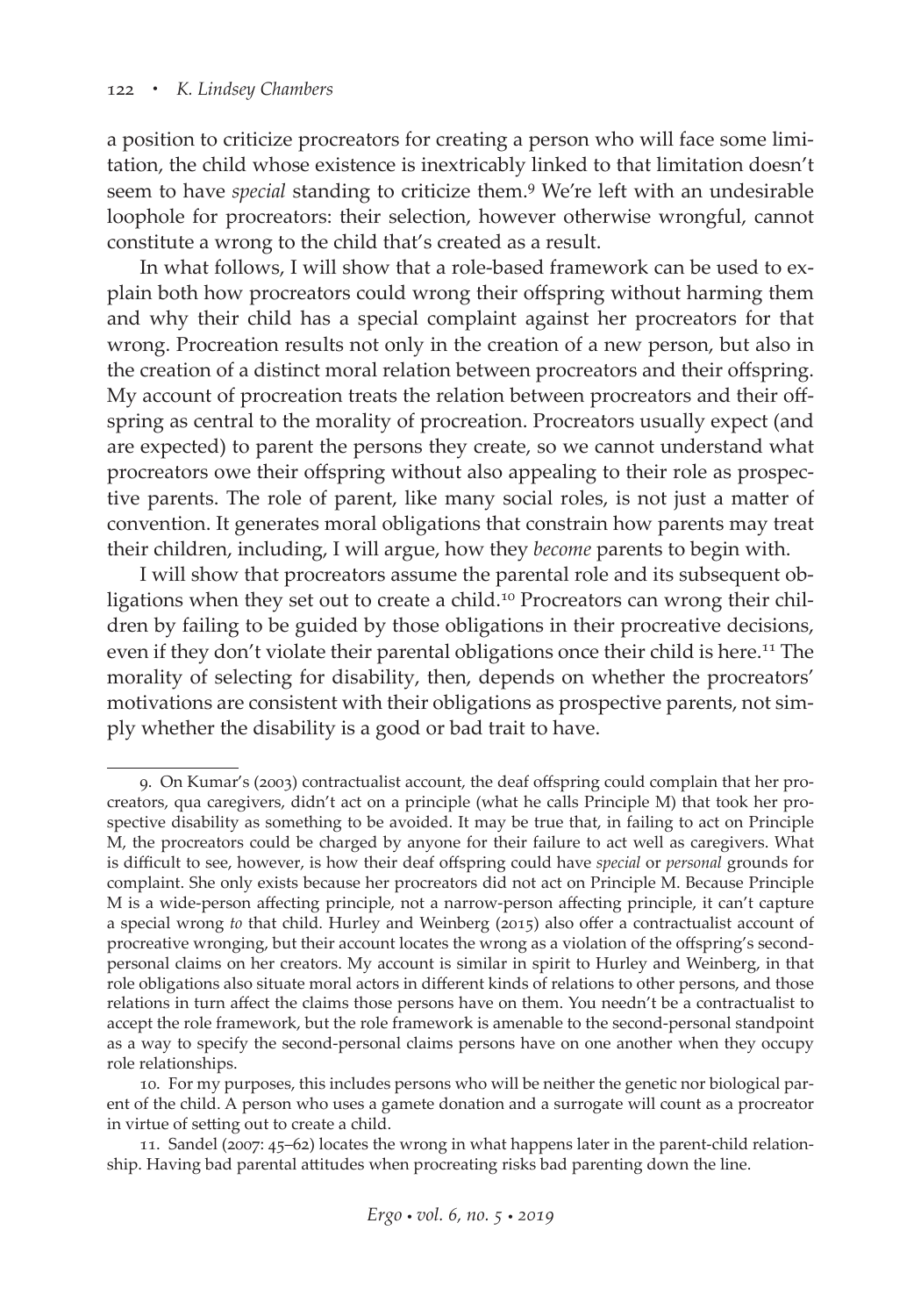a position to criticize procreators for creating a person who will face some limitation, the child whose existence is inextricably linked to that limitation doesn't seem to have *special* standing to criticize them.[9] We're left with an undesirable loophole for procreators: their selection, however otherwise wrongful, cannot constitute a wrong to the child that's created as a result.

In what follows, I will show that a role-based framework can be used to explain both how procreators could wrong their offspring without harming them and why their child has a special complaint against her procreators for that wrong. Procreation results not only in the creation of a new person, but also in the creation of a distinct moral relation between procreators and their offspring. My account of procreation treats the relation between procreators and their offspring as central to the morality of procreation. Procreators usually expect (and are expected) to parent the persons they create, so we cannot understand what procreators owe their offspring without also appealing to their role as prospective parents. The role of parent, like many social roles, is not just a matter of convention. It generates moral obligations that constrain how parents may treat their children, including, I will argue, how they *become* parents to begin with.

I will show that procreators assume the parental role and its subsequent obligations when they set out to create a child.[10] Procreators can wrong their children by failing to be guided by those obligations in their procreative decisions, even if they don't violate their parental obligations once their child is here.[11] The morality of selecting for disability, then, depends on whether the procreators' motivations are consistent with their obligations as prospective parents, not simply whether the disability is a good or bad trait to have.

---

9. On Kumar's (2003) contractualist account, the deaf offspring could complain that her procreators, qua caregivers, didn't act on a principle (what he calls Principle M) that took her prospective disability as something to be avoided. It may be true that, in failing to act on Principle M, the procreators could be charged by anyone for their failure to act well as caregivers. What is difficult to see, however, is how their deaf offspring could have *special* or *personal* grounds for complaint. She only exists because her procreators did not act on Principle M. Because Principle M is a wide-person affecting principle, not a narrow-person affecting principle, it can't capture a special wrong *to* that child. Hurley and Weinberg (2015) also offer a contractualist account of procreative wronging, but their account locates the wrong as a violation of the offspring's second-personal claims on her creators. My account is similar in spirit to Hurley and Weinberg, in that role obligations also situate moral actors in different kinds of relations to other persons, and those relations in turn affect the claims those persons have on them. You needn't be a contractualist to accept the role framework, but the role framework is amenable to the second-personal standpoint as a way to specify the second-personal claims persons have on one another when they occupy role relationships.

10. For my purposes, this includes persons who will be neither the genetic nor biological parent of the child. A person who uses a gamete donation and a surrogate will count as a procreator in virtue of setting out to create a child.

11. Sandel (2007: 45–62) locates the wrong in what happens later in the parent-child relationship. Having bad parental attitudes when procreating risks bad parenting down the line.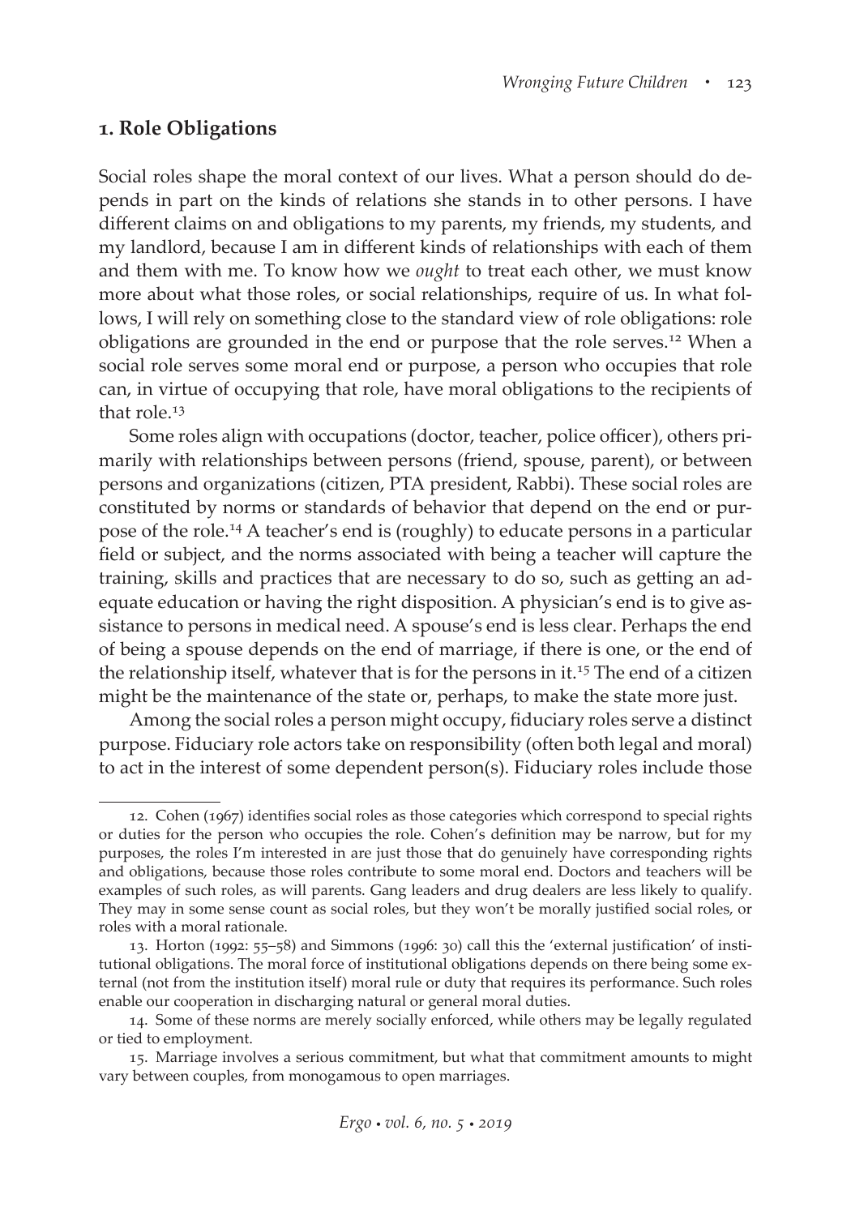## 1. Role Obligations

Social roles shape the moral context of our lives. What a person should do depends in part on the kinds of relations she stands in to other persons. I have different claims on and obligations to my parents, my friends, my students, and my landlord, because I am in different kinds of relationships with each of them and them with me. To know how we *ought* to treat each other, we must know more about what those roles, or social relationships, require of us. In what follows, I will rely on something close to the standard view of role obligations: role obligations are grounded in the end or purpose that the role serves.[12] When a social role serves some moral end or purpose, a person who occupies that role can, in virtue of occupying that role, have moral obligations to the recipients of that role.[13]

Some roles align with occupations (doctor, teacher, police officer), others primarily with relationships between persons (friend, spouse, parent), or between persons and organizations (citizen, PTA president, Rabbi). These social roles are constituted by norms or standards of behavior that depend on the end or purpose of the role.[14] A teacher's end is (roughly) to educate persons in a particular field or subject, and the norms associated with being a teacher will capture the training, skills and practices that are necessary to do so, such as getting an adequate education or having the right disposition. A physician's end is to give assistance to persons in medical need. A spouse's end is less clear. Perhaps the end of being a spouse depends on the end of marriage, if there is one, or the end of the relationship itself, whatever that is for the persons in it.[15] The end of a citizen might be the maintenance of the state or, perhaps, to make the state more just.

Among the social roles a person might occupy, fiduciary roles serve a distinct purpose. Fiduciary role actors take on responsibility (often both legal and moral) to act in the interest of some dependent person(s). Fiduciary roles include those

---

12. Cohen (1967) identifies social roles as those categories which correspond to special rights or duties for the person who occupies the role. Cohen's definition may be narrow, but for my purposes, the roles I'm interested in are just those that do genuinely have corresponding rights and obligations, because those roles contribute to some moral end. Doctors and teachers will be examples of such roles, as will parents. Gang leaders and drug dealers are less likely to qualify. They may in some sense count as social roles, but they won't be morally justified social roles, or roles with a moral rationale.

13. Horton (1992: 55–58) and Simmons (1996: 30) call this the 'external justification' of institutional obligations. The moral force of institutional obligations depends on there being some external (not from the institution itself) moral rule or duty that requires its performance. Such roles enable our cooperation in discharging natural or general moral duties.

14. Some of these norms are merely socially enforced, while others may be legally regulated or tied to employment.

15. Marriage involves a serious commitment, but what that commitment amounts to might vary between couples, from monogamous to open marriages.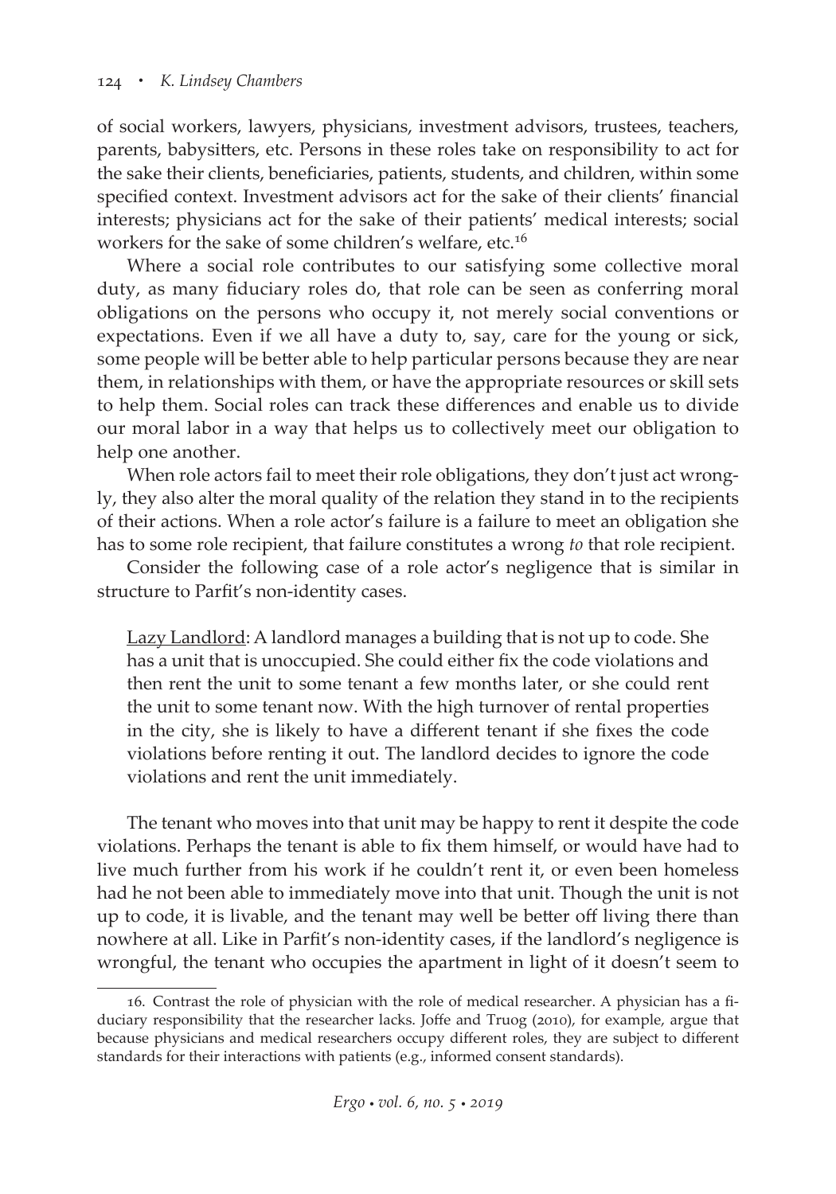of social workers, lawyers, physicians, investment advisors, trustees, teachers, parents, babysitters, etc. Persons in these roles take on responsibility to act for the sake their clients, beneficiaries, patients, students, and children, within some specified context. Investment advisors act for the sake of their clients' financial interests; physicians act for the sake of their patients' medical interests; social workers for the sake of some children's welfare, etc.[16]

Where a social role contributes to our satisfying some collective moral duty, as many fiduciary roles do, that role can be seen as conferring moral obligations on the persons who occupy it, not merely social conventions or expectations. Even if we all have a duty to, say, care for the young or sick, some people will be better able to help particular persons because they are near them, in relationships with them, or have the appropriate resources or skill sets to help them. Social roles can track these differences and enable us to divide our moral labor in a way that helps us to collectively meet our obligation to help one another.

When role actors fail to meet their role obligations, they don't just act wrongly, they also alter the moral quality of the relation they stand in to the recipients of their actions. When a role actor's failure is a failure to meet an obligation she has to some role recipient, that failure constitutes a wrong *to* that role recipient.

Consider the following case of a role actor's negligence that is similar in structure to Parfit's non-identity cases.

> Lazy Landlord: A landlord manages a building that is not up to code. She has a unit that is unoccupied. She could either fix the code violations and then rent the unit to some tenant a few months later, or she could rent the unit to some tenant now. With the high turnover of rental properties in the city, she is likely to have a different tenant if she fixes the code violations before renting it out. The landlord decides to ignore the code violations and rent the unit immediately.

The tenant who moves into that unit may be happy to rent it despite the code violations. Perhaps the tenant is able to fix them himself, or would have had to live much further from his work if he couldn't rent it, or even been homeless had he not been able to immediately move into that unit. Though the unit is not up to code, it is livable, and the tenant may well be better off living there than nowhere at all. Like in Parfit's non-identity cases, if the landlord's negligence is wrongful, the tenant who occupies the apartment in light of it doesn't seem to

---

16. Contrast the role of physician with the role of medical researcher. A physician has a fiduciary responsibility that the researcher lacks. Joffe and Truog (2010), for example, argue that because physicians and medical researchers occupy different roles, they are subject to different standards for their interactions with patients (e.g., informed consent standards).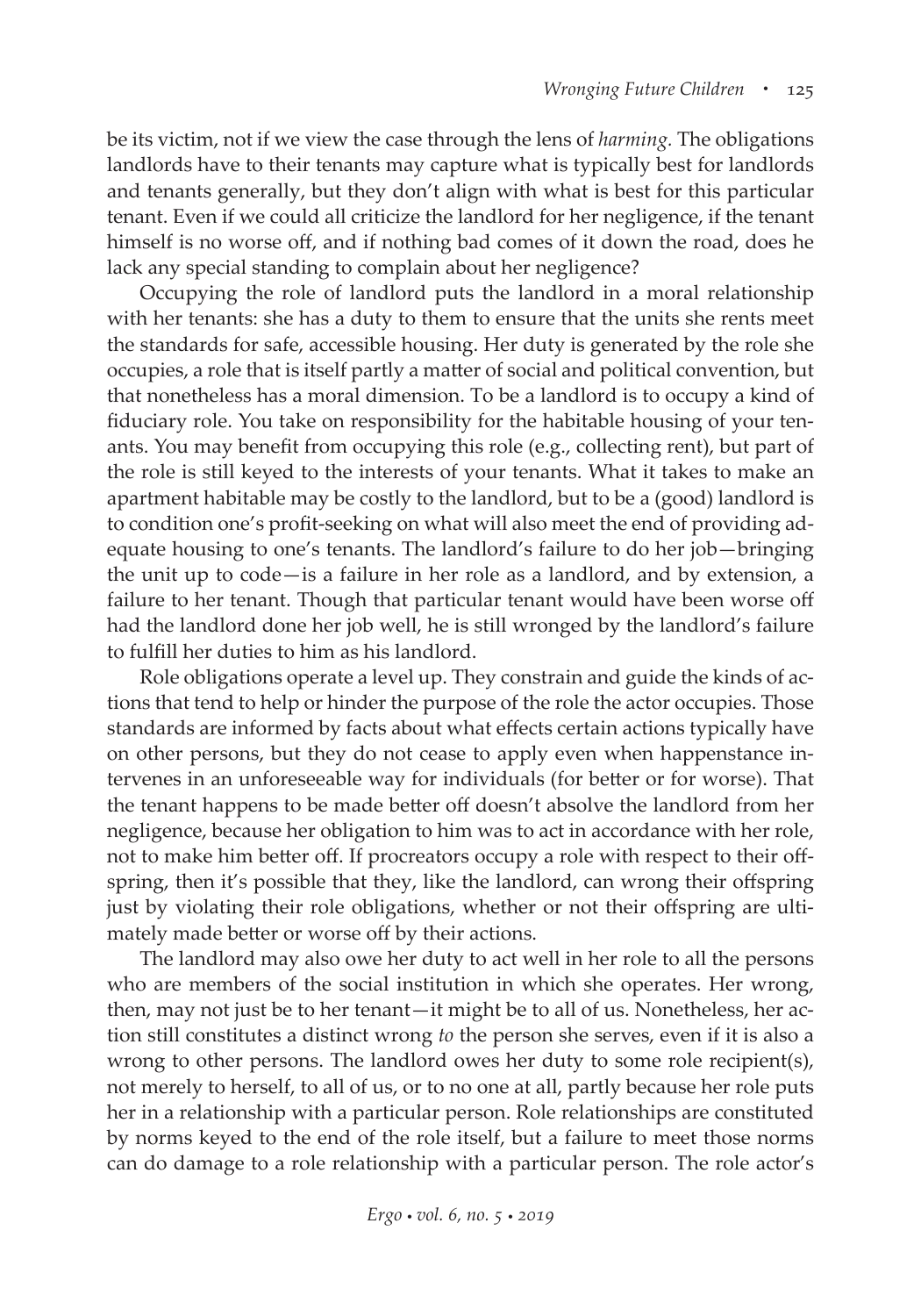be its victim, not if we view the case through the lens of *harming.* The obligations landlords have to their tenants may capture what is typically best for landlords and tenants generally, but they don't align with what is best for this particular tenant. Even if we could all criticize the landlord for her negligence, if the tenant himself is no worse off, and if nothing bad comes of it down the road, does he lack any special standing to complain about her negligence?

Occupying the role of landlord puts the landlord in a moral relationship with her tenants: she has a duty to them to ensure that the units she rents meet the standards for safe, accessible housing. Her duty is generated by the role she occupies, a role that is itself partly a matter of social and political convention, but that nonetheless has a moral dimension. To be a landlord is to occupy a kind of fiduciary role. You take on responsibility for the habitable housing of your tenants. You may benefit from occupying this role (e.g., collecting rent), but part of the role is still keyed to the interests of your tenants. What it takes to make an apartment habitable may be costly to the landlord, but to be a (good) landlord is to condition one's profit-seeking on what will also meet the end of providing adequate housing to one's tenants. The landlord's failure to do her job—bringing the unit up to code—is a failure in her role as a landlord, and by extension, a failure to her tenant. Though that particular tenant would have been worse off had the landlord done her job well, he is still wronged by the landlord's failure to fulfill her duties to him as his landlord.

Role obligations operate a level up. They constrain and guide the kinds of actions that tend to help or hinder the purpose of the role the actor occupies. Those standards are informed by facts about what effects certain actions typically have on other persons, but they do not cease to apply even when happenstance intervenes in an unforeseeable way for individuals (for better or for worse). That the tenant happens to be made better off doesn't absolve the landlord from her negligence, because her obligation to him was to act in accordance with her role, not to make him better off. If procreators occupy a role with respect to their offspring, then it's possible that they, like the landlord, can wrong their offspring just by violating their role obligations, whether or not their offspring are ultimately made better or worse off by their actions.

The landlord may also owe her duty to act well in her role to all the persons who are members of the social institution in which she operates. Her wrong, then, may not just be to her tenant—it might be to all of us. Nonetheless, her action still constitutes a distinct wrong *to* the person she serves, even if it is also a wrong to other persons. The landlord owes her duty to some role recipient(s), not merely to herself, to all of us, or to no one at all, partly because her role puts her in a relationship with a particular person. Role relationships are constituted by norms keyed to the end of the role itself, but a failure to meet those norms can do damage to a role relationship with a particular person. The role actor's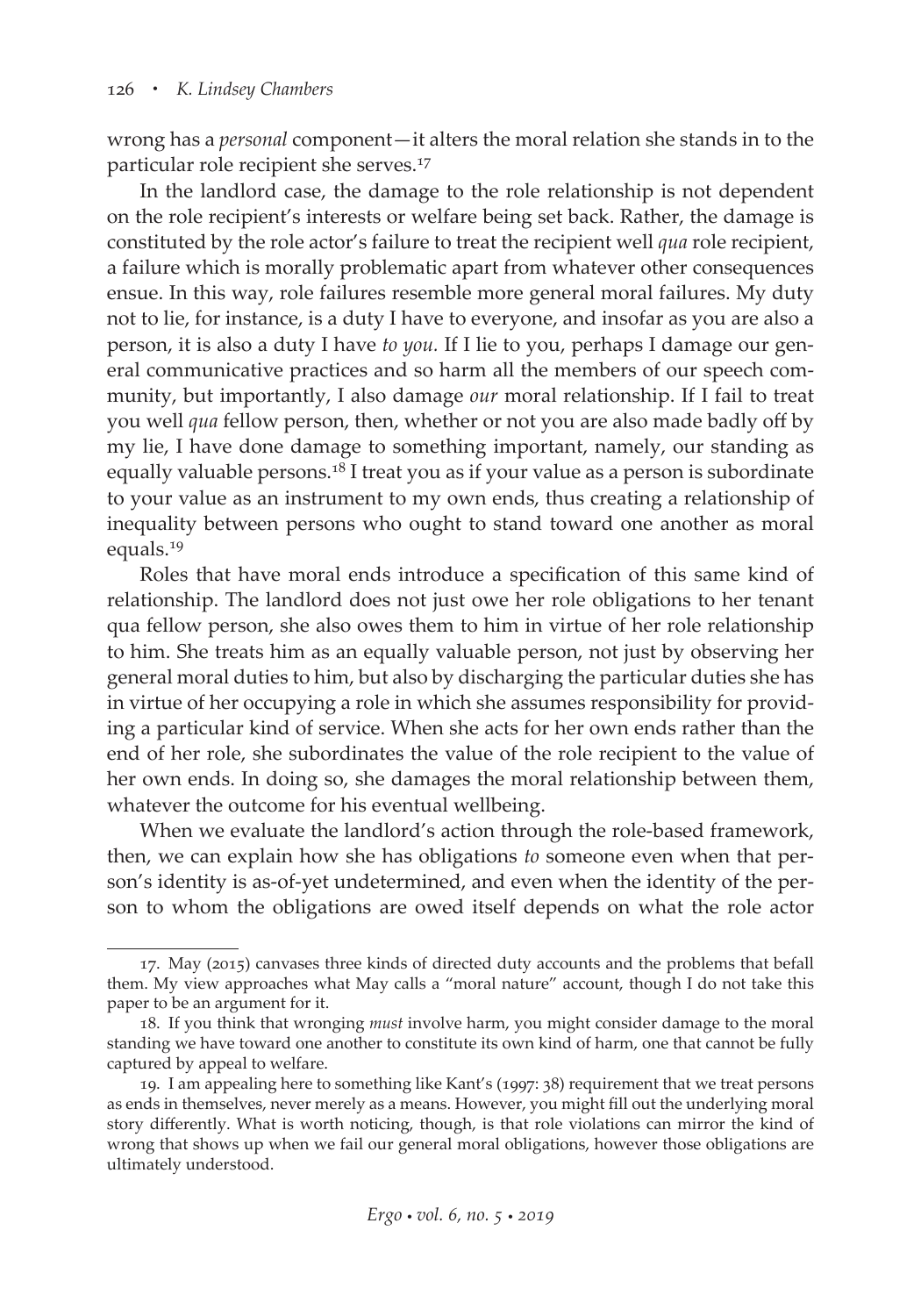wrong has a *personal* component—it alters the moral relation she stands in to the particular role recipient she serves.[17]

In the landlord case, the damage to the role relationship is not dependent on the role recipient's interests or welfare being set back. Rather, the damage is constituted by the role actor's failure to treat the recipient well *qua* role recipient, a failure which is morally problematic apart from whatever other consequences ensue. In this way, role failures resemble more general moral failures. My duty not to lie, for instance, is a duty I have to everyone, and insofar as you are also a person, it is also a duty I have *to you.* If I lie to you, perhaps I damage our general communicative practices and so harm all the members of our speech community, but importantly, I also damage *our* moral relationship. If I fail to treat you well *qua* fellow person, then, whether or not you are also made badly off by my lie, I have done damage to something important, namely, our standing as equally valuable persons.[18] I treat you as if your value as a person is subordinate to your value as an instrument to my own ends, thus creating a relationship of inequality between persons who ought to stand toward one another as moral equals.[19]

Roles that have moral ends introduce a specification of this same kind of relationship. The landlord does not just owe her role obligations to her tenant qua fellow person, she also owes them to him in virtue of her role relationship to him. She treats him as an equally valuable person, not just by observing her general moral duties to him, but also by discharging the particular duties she has in virtue of her occupying a role in which she assumes responsibility for providing a particular kind of service. When she acts for her own ends rather than the end of her role, she subordinates the value of the role recipient to the value of her own ends. In doing so, she damages the moral relationship between them, whatever the outcome for his eventual wellbeing.

When we evaluate the landlord's action through the role-based framework, then, we can explain how she has obligations *to* someone even when that person's identity is as-of-yet undetermined, and even when the identity of the person to whom the obligations are owed itself depends on what the role actor

---

17. May (2015) canvases three kinds of directed duty accounts and the problems that befall them. My view approaches what May calls a "moral nature" account, though I do not take this paper to be an argument for it.

18. If you think that wronging *must* involve harm, you might consider damage to the moral standing we have toward one another to constitute its own kind of harm, one that cannot be fully captured by appeal to welfare.

19. I am appealing here to something like Kant's (1997: 38) requirement that we treat persons as ends in themselves, never merely as a means. However, you might fill out the underlying moral story differently. What is worth noticing, though, is that role violations can mirror the kind of wrong that shows up when we fail our general moral obligations, however those obligations are ultimately understood.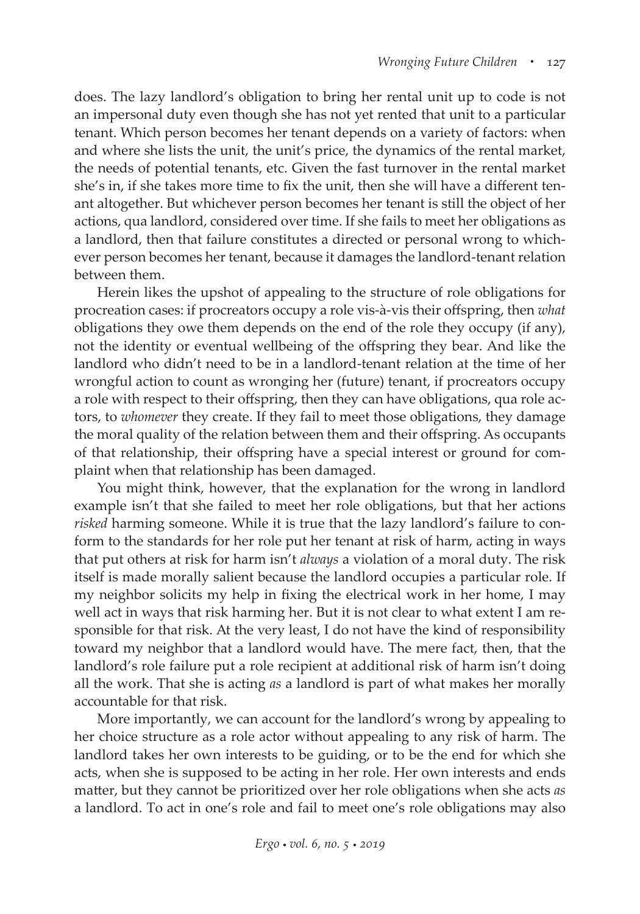does. The lazy landlord's obligation to bring her rental unit up to code is not an impersonal duty even though she has not yet rented that unit to a particular tenant. Which person becomes her tenant depends on a variety of factors: when and where she lists the unit, the unit's price, the dynamics of the rental market, the needs of potential tenants, etc. Given the fast turnover in the rental market she's in, if she takes more time to fix the unit, then she will have a different tenant altogether. But whichever person becomes her tenant is still the object of her actions, qua landlord, considered over time. If she fails to meet her obligations as a landlord, then that failure constitutes a directed or personal wrong to whichever person becomes her tenant, because it damages the landlord-tenant relation between them.

Herein likes the upshot of appealing to the structure of role obligations for procreation cases: if procreators occupy a role vis-à-vis their offspring, then *what* obligations they owe them depends on the end of the role they occupy (if any), not the identity or eventual wellbeing of the offspring they bear. And like the landlord who didn't need to be in a landlord-tenant relation at the time of her wrongful action to count as wronging her (future) tenant, if procreators occupy a role with respect to their offspring, then they can have obligations, qua role actors, to *whomever* they create. If they fail to meet those obligations, they damage the moral quality of the relation between them and their offspring. As occupants of that relationship, their offspring have a special interest or ground for complaint when that relationship has been damaged.

You might think, however, that the explanation for the wrong in landlord example isn't that she failed to meet her role obligations, but that her actions *risked* harming someone. While it is true that the lazy landlord's failure to conform to the standards for her role put her tenant at risk of harm, acting in ways that put others at risk for harm isn't *always* a violation of a moral duty. The risk itself is made morally salient because the landlord occupies a particular role. If my neighbor solicits my help in fixing the electrical work in her home, I may well act in ways that risk harming her. But it is not clear to what extent I am responsible for that risk. At the very least, I do not have the kind of responsibility toward my neighbor that a landlord would have. The mere fact, then, that the landlord's role failure put a role recipient at additional risk of harm isn't doing all the work. That she is acting *as* a landlord is part of what makes her morally accountable for that risk.

More importantly, we can account for the landlord's wrong by appealing to her choice structure as a role actor without appealing to any risk of harm. The landlord takes her own interests to be guiding, or to be the end for which she acts, when she is supposed to be acting in her role. Her own interests and ends matter, but they cannot be prioritized over her role obligations when she acts *as* a landlord. To act in one's role and fail to meet one's role obligations may also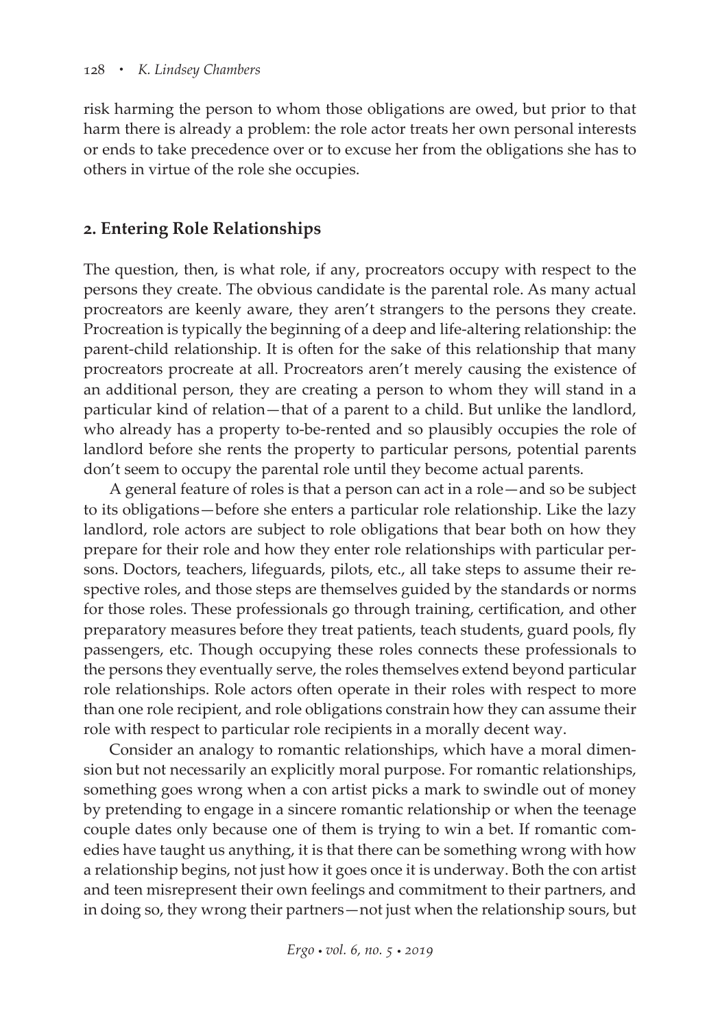risk harming the person to whom those obligations are owed, but prior to that harm there is already a problem: the role actor treats her own personal interests or ends to take precedence over or to excuse her from the obligations she has to others in virtue of the role she occupies.

## 2. Entering Role Relationships

The question, then, is what role, if any, procreators occupy with respect to the persons they create. The obvious candidate is the parental role. As many actual procreators are keenly aware, they aren't strangers to the persons they create. Procreation is typically the beginning of a deep and life-altering relationship: the parent-child relationship. It is often for the sake of this relationship that many procreators procreate at all. Procreators aren't merely causing the existence of an additional person, they are creating a person to whom they will stand in a particular kind of relation—that of a parent to a child. But unlike the landlord, who already has a property to-be-rented and so plausibly occupies the role of landlord before she rents the property to particular persons, potential parents don't seem to occupy the parental role until they become actual parents.

A general feature of roles is that a person can act in a role—and so be subject to its obligations—before she enters a particular role relationship. Like the lazy landlord, role actors are subject to role obligations that bear both on how they prepare for their role and how they enter role relationships with particular persons. Doctors, teachers, lifeguards, pilots, etc., all take steps to assume their respective roles, and those steps are themselves guided by the standards or norms for those roles. These professionals go through training, certification, and other preparatory measures before they treat patients, teach students, guard pools, fly passengers, etc. Though occupying these roles connects these professionals to the persons they eventually serve, the roles themselves extend beyond particular role relationships. Role actors often operate in their roles with respect to more than one role recipient, and role obligations constrain how they can assume their role with respect to particular role recipients in a morally decent way.

Consider an analogy to romantic relationships, which have a moral dimension but not necessarily an explicitly moral purpose. For romantic relationships, something goes wrong when a con artist picks a mark to swindle out of money by pretending to engage in a sincere romantic relationship or when the teenage couple dates only because one of them is trying to win a bet. If romantic comedies have taught us anything, it is that there can be something wrong with how a relationship begins, not just how it goes once it is underway. Both the con artist and teen misrepresent their own feelings and commitment to their partners, and in doing so, they wrong their partners—not just when the relationship sours, but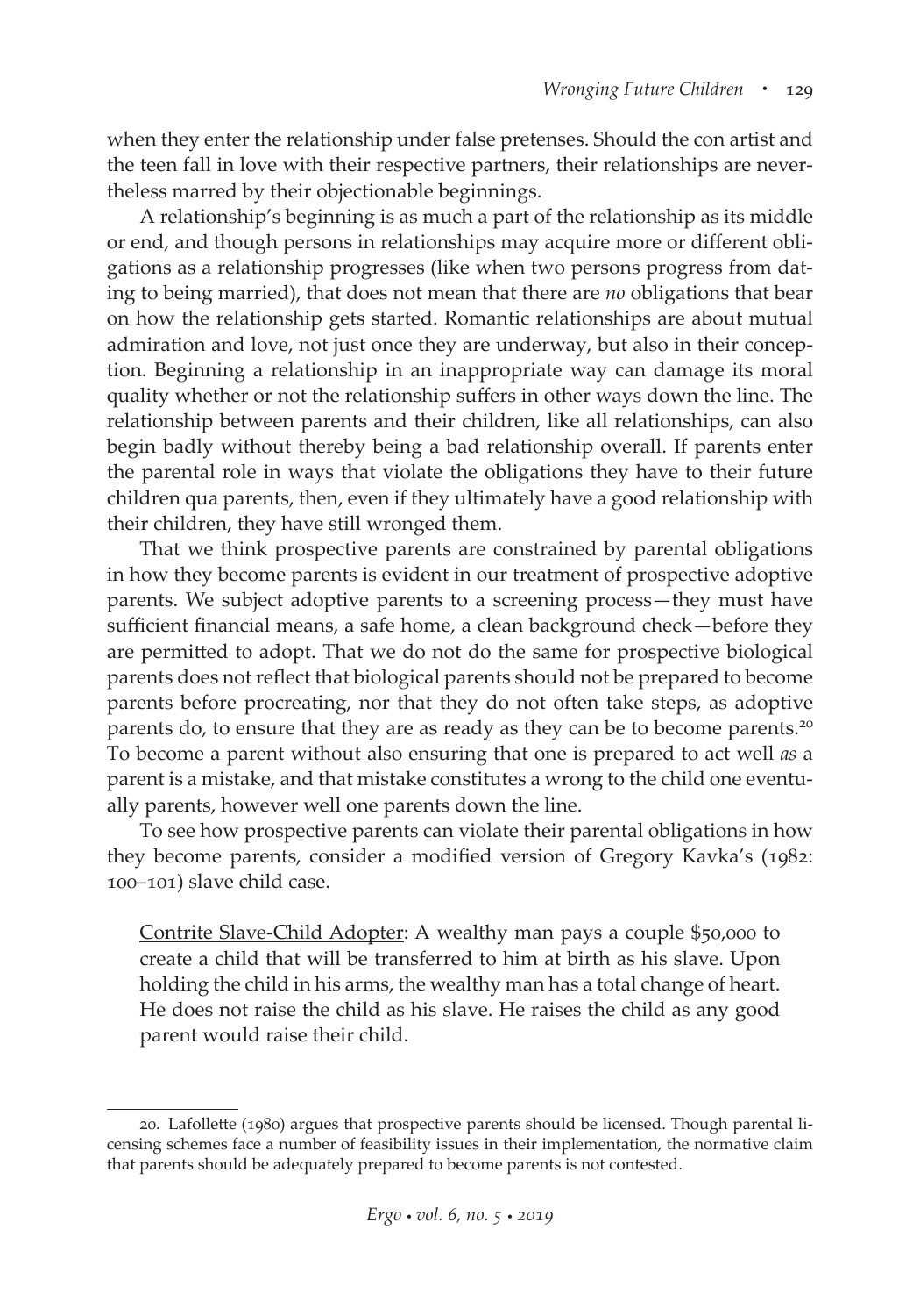when they enter the relationship under false pretenses. Should the con artist and the teen fall in love with their respective partners, their relationships are nevertheless marred by their objectionable beginnings.

A relationship's beginning is as much a part of the relationship as its middle or end, and though persons in relationships may acquire more or different obligations as a relationship progresses (like when two persons progress from dating to being married), that does not mean that there are *no* obligations that bear on how the relationship gets started. Romantic relationships are about mutual admiration and love, not just once they are underway, but also in their conception. Beginning a relationship in an inappropriate way can damage its moral quality whether or not the relationship suffers in other ways down the line. The relationship between parents and their children, like all relationships, can also begin badly without thereby being a bad relationship overall. If parents enter the parental role in ways that violate the obligations they have to their future children qua parents, then, even if they ultimately have a good relationship with their children, they have still wronged them.

That we think prospective parents are constrained by parental obligations in how they become parents is evident in our treatment of prospective adoptive parents. We subject adoptive parents to a screening process—they must have sufficient financial means, a safe home, a clean background check—before they are permitted to adopt. That we do not do the same for prospective biological parents does not reflect that biological parents should not be prepared to become parents before procreating, nor that they do not often take steps, as adoptive parents do, to ensure that they are as ready as they can be to become parents.[20] To become a parent without also ensuring that one is prepared to act well *as* a parent is a mistake, and that mistake constitutes a wrong to the child one eventually parents, however well one parents down the line.

To see how prospective parents can violate their parental obligations in how they become parents, consider a modified version of Gregory Kavka's (1982: 100–101) slave child case.

> <u>Contrite Slave-Child Adopter</u>: A wealthy man pays a couple $50,000 to create a child that will be transferred to him at birth as his slave. Upon holding the child in his arms, the wealthy man has a total change of heart. He does not raise the child as his slave. He raises the child as any good parent would raise their child.

---

20. Lafollette (1980) argues that prospective parents should be licensed. Though parental licensing schemes face a number of feasibility issues in their implementation, the normative claim that parents should be adequately prepared to become parents is not contested.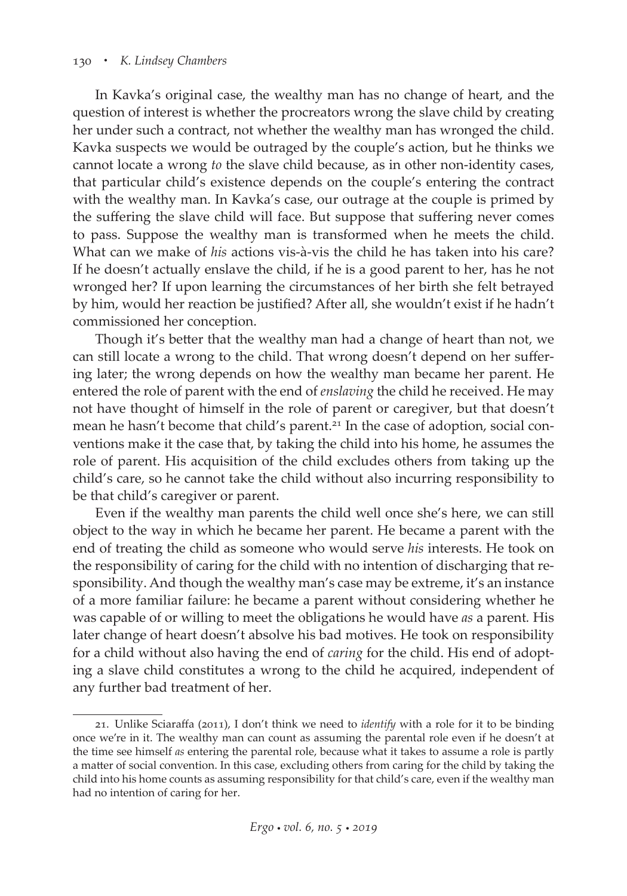In Kavka's original case, the wealthy man has no change of heart, and the question of interest is whether the procreators wrong the slave child by creating her under such a contract, not whether the wealthy man has wronged the child. Kavka suspects we would be outraged by the couple's action, but he thinks we cannot locate a wrong *to* the slave child because, as in other non-identity cases, that particular child's existence depends on the couple's entering the contract with the wealthy man. In Kavka's case, our outrage at the couple is primed by the suffering the slave child will face. But suppose that suffering never comes to pass. Suppose the wealthy man is transformed when he meets the child. What can we make of *his* actions vis-à-vis the child he has taken into his care? If he doesn't actually enslave the child, if he is a good parent to her, has he not wronged her? If upon learning the circumstances of her birth she felt betrayed by him, would her reaction be justified? After all, she wouldn't exist if he hadn't commissioned her conception.

Though it's better that the wealthy man had a change of heart than not, we can still locate a wrong to the child. That wrong doesn't depend on her suffering later; the wrong depends on how the wealthy man became her parent. He entered the role of parent with the end of *enslaving* the child he received. He may not have thought of himself in the role of parent or caregiver, but that doesn't mean he hasn't become that child's parent.[21] In the case of adoption, social conventions make it the case that, by taking the child into his home, he assumes the role of parent. His acquisition of the child excludes others from taking up the child's care, so he cannot take the child without also incurring responsibility to be that child's caregiver or parent.

Even if the wealthy man parents the child well once she's here, we can still object to the way in which he became her parent. He became a parent with the end of treating the child as someone who would serve *his* interests. He took on the responsibility of caring for the child with no intention of discharging that responsibility. And though the wealthy man's case may be extreme, it's an instance of a more familiar failure: he became a parent without considering whether he was capable of or willing to meet the obligations he would have *as* a parent. His later change of heart doesn't absolve his bad motives. He took on responsibility for a child without also having the end of *caring* for the child. His end of adopting a slave child constitutes a wrong to the child he acquired, independent of any further bad treatment of her.

---

21. Unlike Sciaraffa (2011), I don't think we need to *identify* with a role for it to be binding once we're in it. The wealthy man can count as assuming the parental role even if he doesn't at the time see himself *as* entering the parental role, because what it takes to assume a role is partly a matter of social convention. In this case, excluding others from caring for the child by taking the child into his home counts as assuming responsibility for that child's care, even if the wealthy man had no intention of caring for her.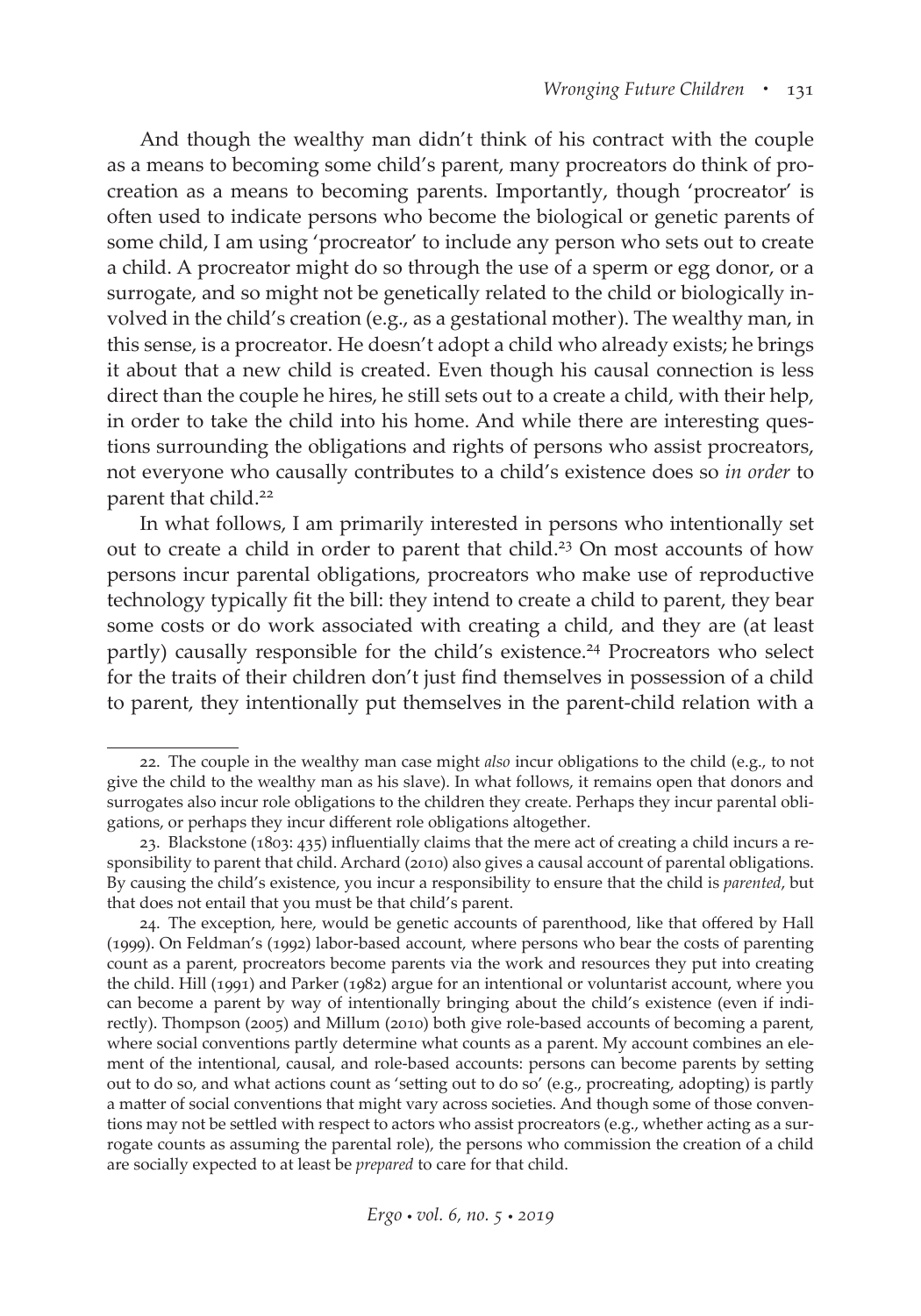And though the wealthy man didn't think of his contract with the couple as a means to becoming some child's parent, many procreators do think of procreation as a means to becoming parents. Importantly, though 'procreator' is often used to indicate persons who become the biological or genetic parents of some child, I am using 'procreator' to include any person who sets out to create a child. A procreator might do so through the use of a sperm or egg donor, or a surrogate, and so might not be genetically related to the child or biologically involved in the child's creation (e.g., as a gestational mother). The wealthy man, in this sense, is a procreator. He doesn't adopt a child who already exists; he brings it about that a new child is created. Even though his causal connection is less direct than the couple he hires, he still sets out to a create a child, with their help, in order to take the child into his home. And while there are interesting questions surrounding the obligations and rights of persons who assist procreators, not everyone who causally contributes to a child's existence does so *in order* to parent that child.[22]

In what follows, I am primarily interested in persons who intentionally set out to create a child in order to parent that child.[23] On most accounts of how persons incur parental obligations, procreators who make use of reproductive technology typically fit the bill: they intend to create a child to parent, they bear some costs or do work associated with creating a child, and they are (at least partly) causally responsible for the child's existence.[24] Procreators who select for the traits of their children don't just find themselves in possession of a child to parent, they intentionally put themselves in the parent-child relation with a

22. The couple in the wealthy man case might *also* incur obligations to the child (e.g., to not give the child to the wealthy man as his slave). In what follows, it remains open that donors and surrogates also incur role obligations to the children they create. Perhaps they incur parental obligations, or perhaps they incur different role obligations altogether.

23. Blackstone (1803: 435) influentially claims that the mere act of creating a child incurs a responsibility to parent that child. Archard (2010) also gives a causal account of parental obligations. By causing the child's existence, you incur a responsibility to ensure that the child is *parented*, but that does not entail that you must be that child's parent.

24. The exception, here, would be genetic accounts of parenthood, like that offered by Hall (1999). On Feldman's (1992) labor-based account, where persons who bear the costs of parenting count as a parent, procreators become parents via the work and resources they put into creating the child. Hill (1991) and Parker (1982) argue for an intentional or voluntarist account, where you can become a parent by way of intentionally bringing about the child's existence (even if indirectly). Thompson (2005) and Millum (2010) both give role-based accounts of becoming a parent, where social conventions partly determine what counts as a parent. My account combines an element of the intentional, causal, and role-based accounts: persons can become parents by setting out to do so, and what actions count as 'setting out to do so' (e.g., procreating, adopting) is partly a matter of social conventions that might vary across societies. And though some of those conventions may not be settled with respect to actors who assist procreators (e.g., whether acting as a surrogate counts as assuming the parental role), the persons who commission the creation of a child are socially expected to at least be *prepared* to care for that child.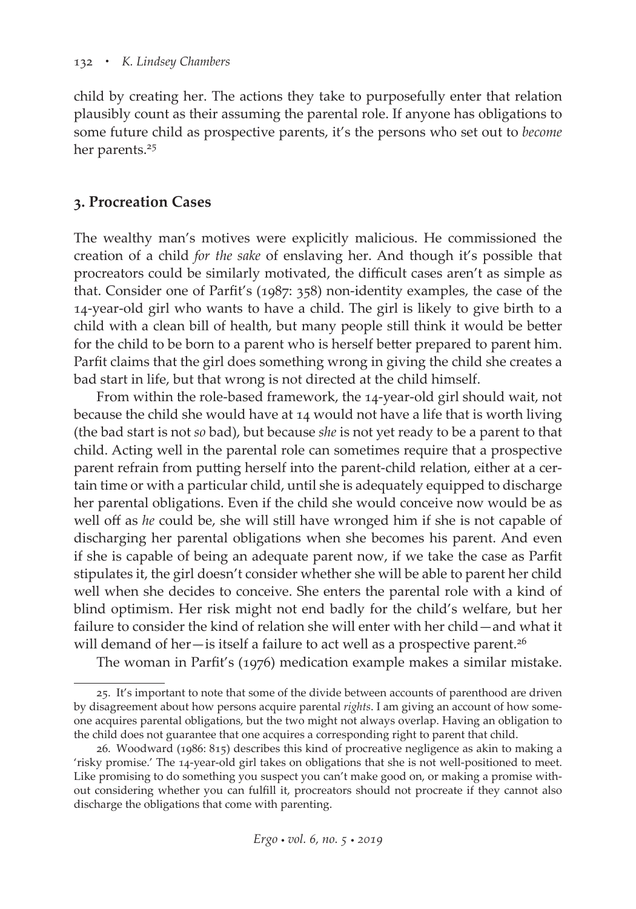child by creating her. The actions they take to purposefully enter that relation plausibly count as their assuming the parental role. If anyone has obligations to some future child as prospective parents, it's the persons who set out to *become* her parents.[25]

## 3. Procreation Cases

The wealthy man's motives were explicitly malicious. He commissioned the creation of a child *for the sake* of enslaving her. And though it's possible that procreators could be similarly motivated, the difficult cases aren't as simple as that. Consider one of Parfit's (1987: 358) non-identity examples, the case of the 14-year-old girl who wants to have a child. The girl is likely to give birth to a child with a clean bill of health, but many people still think it would be better for the child to be born to a parent who is herself better prepared to parent him. Parfit claims that the girl does something wrong in giving the child she creates a bad start in life, but that wrong is not directed at the child himself.

From within the role-based framework, the 14-year-old girl should wait, not because the child she would have at 14 would not have a life that is worth living (the bad start is not *so* bad), but because *she* is not yet ready to be a parent to that child. Acting well in the parental role can sometimes require that a prospective parent refrain from putting herself into the parent-child relation, either at a certain time or with a particular child, until she is adequately equipped to discharge her parental obligations. Even if the child she would conceive now would be as well off as *he* could be, she will still have wronged him if she is not capable of discharging her parental obligations when she becomes his parent. And even if she is capable of being an adequate parent now, if we take the case as Parfit stipulates it, the girl doesn't consider whether she will be able to parent her child well when she decides to conceive. She enters the parental role with a kind of blind optimism. Her risk might not end badly for the child's welfare, but her failure to consider the kind of relation she will enter with her child—and what it will demand of her—is itself a failure to act well as a prospective parent.[26]

The woman in Parfit's (1976) medication example makes a similar mistake.

---

25. It's important to note that some of the divide between accounts of parenthood are driven by disagreement about how persons acquire parental *rights*. I am giving an account of how someone acquires parental obligations, but the two might not always overlap. Having an obligation to the child does not guarantee that one acquires a corresponding right to parent that child.

26. Woodward (1986: 815) describes this kind of procreative negligence as akin to making a 'risky promise.' The 14-year-old girl takes on obligations that she is not well-positioned to meet. Like promising to do something you suspect you can't make good on, or making a promise without considering whether you can fulfill it, procreators should not procreate if they cannot also discharge the obligations that come with parenting.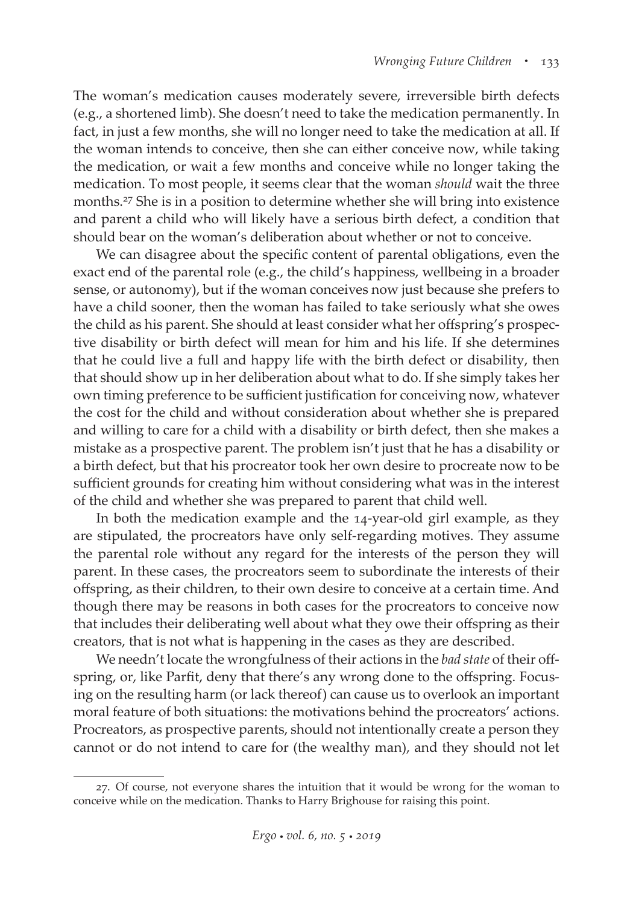The woman's medication causes moderately severe, irreversible birth defects (e.g., a shortened limb). She doesn't need to take the medication permanently. In fact, in just a few months, she will no longer need to take the medication at all. If the woman intends to conceive, then she can either conceive now, while taking the medication, or wait a few months and conceive while no longer taking the medication. To most people, it seems clear that the woman *should* wait the three months.[27] She is in a position to determine whether she will bring into existence and parent a child who will likely have a serious birth defect, a condition that should bear on the woman's deliberation about whether or not to conceive.

We can disagree about the specific content of parental obligations, even the exact end of the parental role (e.g., the child's happiness, wellbeing in a broader sense, or autonomy), but if the woman conceives now just because she prefers to have a child sooner, then the woman has failed to take seriously what she owes the child as his parent. She should at least consider what her offspring's prospective disability or birth defect will mean for him and his life. If she determines that he could live a full and happy life with the birth defect or disability, then that should show up in her deliberation about what to do. If she simply takes her own timing preference to be sufficient justification for conceiving now, whatever the cost for the child and without consideration about whether she is prepared and willing to care for a child with a disability or birth defect, then she makes a mistake as a prospective parent. The problem isn't just that he has a disability or a birth defect, but that his procreator took her own desire to procreate now to be sufficient grounds for creating him without considering what was in the interest of the child and whether she was prepared to parent that child well.

In both the medication example and the 14-year-old girl example, as they are stipulated, the procreators have only self-regarding motives. They assume the parental role without any regard for the interests of the person they will parent. In these cases, the procreators seem to subordinate the interests of their offspring, as their children, to their own desire to conceive at a certain time. And though there may be reasons in both cases for the procreators to conceive now that includes their deliberating well about what they owe their offspring as their creators, that is not what is happening in the cases as they are described.

We needn't locate the wrongfulness of their actions in the *bad state* of their offspring, or, like Parfit, deny that there's any wrong done to the offspring. Focusing on the resulting harm (or lack thereof) can cause us to overlook an important moral feature of both situations: the motivations behind the procreators' actions. Procreators, as prospective parents, should not intentionally create a person they cannot or do not intend to care for (the wealthy man), and they should not let

---

27. Of course, not everyone shares the intuition that it would be wrong for the woman to conceive while on the medication. Thanks to Harry Brighouse for raising this point.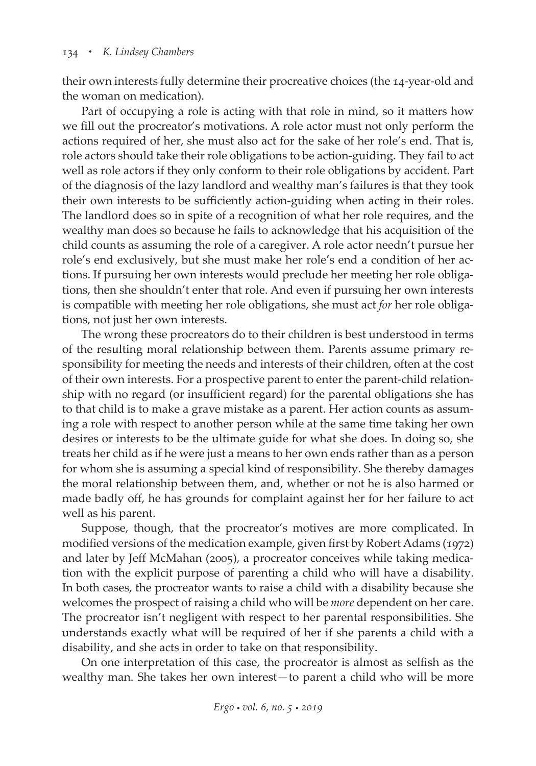their own interests fully determine their procreative choices (the 14-year-old and the woman on medication).

Part of occupying a role is acting with that role in mind, so it matters how we fill out the procreator's motivations. A role actor must not only perform the actions required of her, she must also act for the sake of her role's end. That is, role actors should take their role obligations to be action-guiding. They fail to act well as role actors if they only conform to their role obligations by accident. Part of the diagnosis of the lazy landlord and wealthy man's failures is that they took their own interests to be sufficiently action-guiding when acting in their roles. The landlord does so in spite of a recognition of what her role requires, and the wealthy man does so because he fails to acknowledge that his acquisition of the child counts as assuming the role of a caregiver. A role actor needn't pursue her role's end exclusively, but she must make her role's end a condition of her actions. If pursuing her own interests would preclude her meeting her role obligations, then she shouldn't enter that role. And even if pursuing her own interests is compatible with meeting her role obligations, she must act *for* her role obligations, not just her own interests.

The wrong these procreators do to their children is best understood in terms of the resulting moral relationship between them. Parents assume primary responsibility for meeting the needs and interests of their children, often at the cost of their own interests. For a prospective parent to enter the parent-child relationship with no regard (or insufficient regard) for the parental obligations she has to that child is to make a grave mistake as a parent. Her action counts as assuming a role with respect to another person while at the same time taking her own desires or interests to be the ultimate guide for what she does. In doing so, she treats her child as if he were just a means to her own ends rather than as a person for whom she is assuming a special kind of responsibility. She thereby damages the moral relationship between them, and, whether or not he is also harmed or made badly off, he has grounds for complaint against her for her failure to act well as his parent.

Suppose, though, that the procreator's motives are more complicated. In modified versions of the medication example, given first by Robert Adams (1972) and later by Jeff McMahan (2005), a procreator conceives while taking medication with the explicit purpose of parenting a child who will have a disability. In both cases, the procreator wants to raise a child with a disability because she welcomes the prospect of raising a child who will be *more* dependent on her care. The procreator isn't negligent with respect to her parental responsibilities. She understands exactly what will be required of her if she parents a child with a disability, and she acts in order to take on that responsibility.

On one interpretation of this case, the procreator is almost as selfish as the wealthy man. She takes her own interest—to parent a child who will be more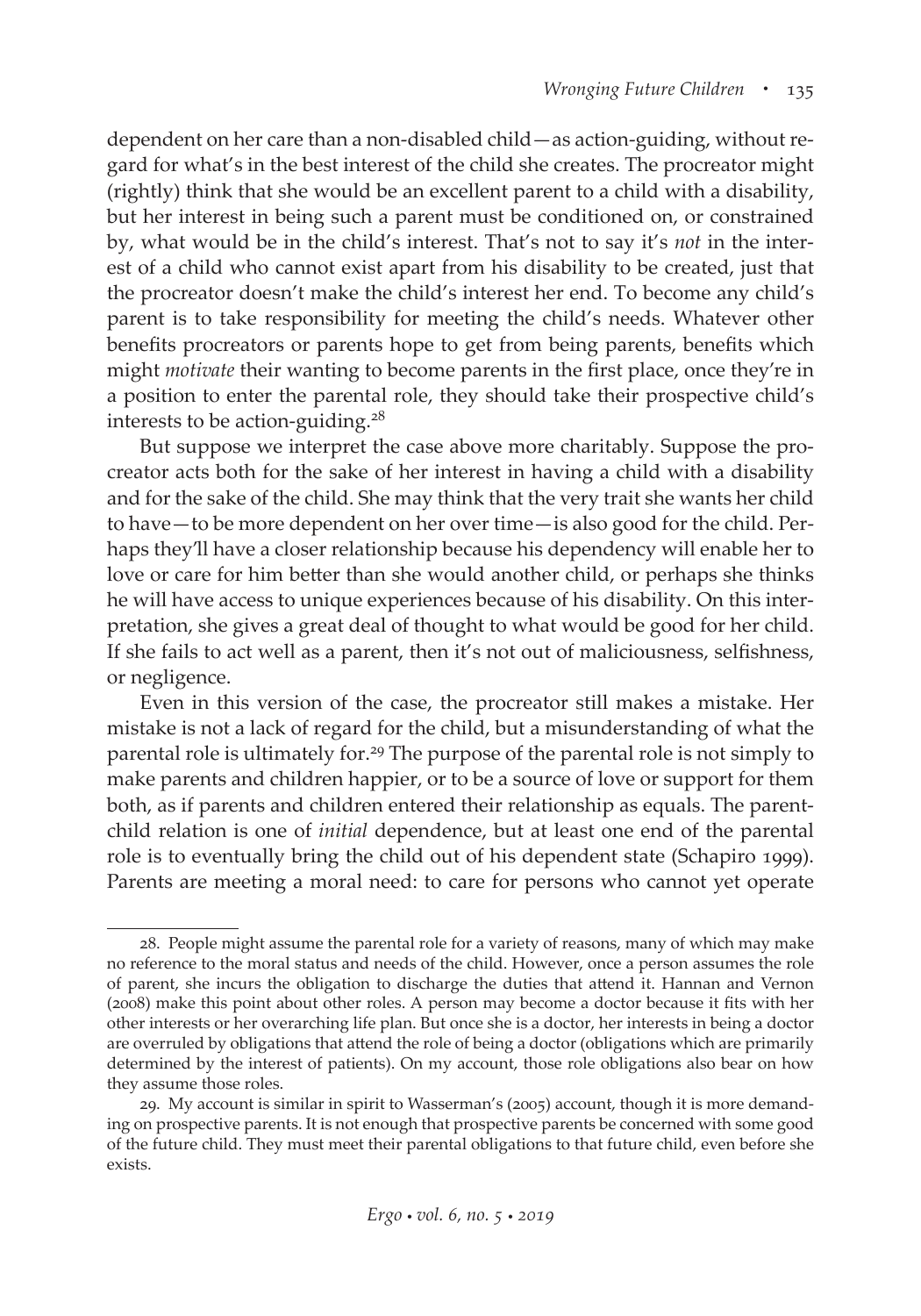dependent on her care than a non-disabled child—as action-guiding, without regard for what's in the best interest of the child she creates. The procreator might (rightly) think that she would be an excellent parent to a child with a disability, but her interest in being such a parent must be conditioned on, or constrained by, what would be in the child's interest. That's not to say it's *not* in the interest of a child who cannot exist apart from his disability to be created, just that the procreator doesn't make the child's interest her end. To become any child's parent is to take responsibility for meeting the child's needs. Whatever other benefits procreators or parents hope to get from being parents, benefits which might *motivate* their wanting to become parents in the first place, once they're in a position to enter the parental role, they should take their prospective child's interests to be action-guiding.[28]

But suppose we interpret the case above more charitably. Suppose the procreator acts both for the sake of her interest in having a child with a disability and for the sake of the child. She may think that the very trait she wants her child to have—to be more dependent on her over time—is also good for the child. Perhaps they'll have a closer relationship because his dependency will enable her to love or care for him better than she would another child, or perhaps she thinks he will have access to unique experiences because of his disability. On this interpretation, she gives a great deal of thought to what would be good for her child. If she fails to act well as a parent, then it's not out of maliciousness, selfishness, or negligence.

Even in this version of the case, the procreator still makes a mistake. Her mistake is not a lack of regard for the child, but a misunderstanding of what the parental role is ultimately for.[29] The purpose of the parental role is not simply to make parents and children happier, or to be a source of love or support for them both, as if parents and children entered their relationship as equals. The parent-child relation is one of *initial* dependence, but at least one end of the parental role is to eventually bring the child out of his dependent state (Schapiro 1999). Parents are meeting a moral need: to care for persons who cannot yet operate

---

28. People might assume the parental role for a variety of reasons, many of which may make no reference to the moral status and needs of the child. However, once a person assumes the role of parent, she incurs the obligation to discharge the duties that attend it. Hannan and Vernon (2008) make this point about other roles. A person may become a doctor because it fits with her other interests or her overarching life plan. But once she is a doctor, her interests in being a doctor are overruled by obligations that attend the role of being a doctor (obligations which are primarily determined by the interest of patients). On my account, those role obligations also bear on how they assume those roles.

29. My account is similar in spirit to Wasserman's (2005) account, though it is more demanding on prospective parents. It is not enough that prospective parents be concerned with some good of the future child. They must meet their parental obligations to that future child, even before she exists.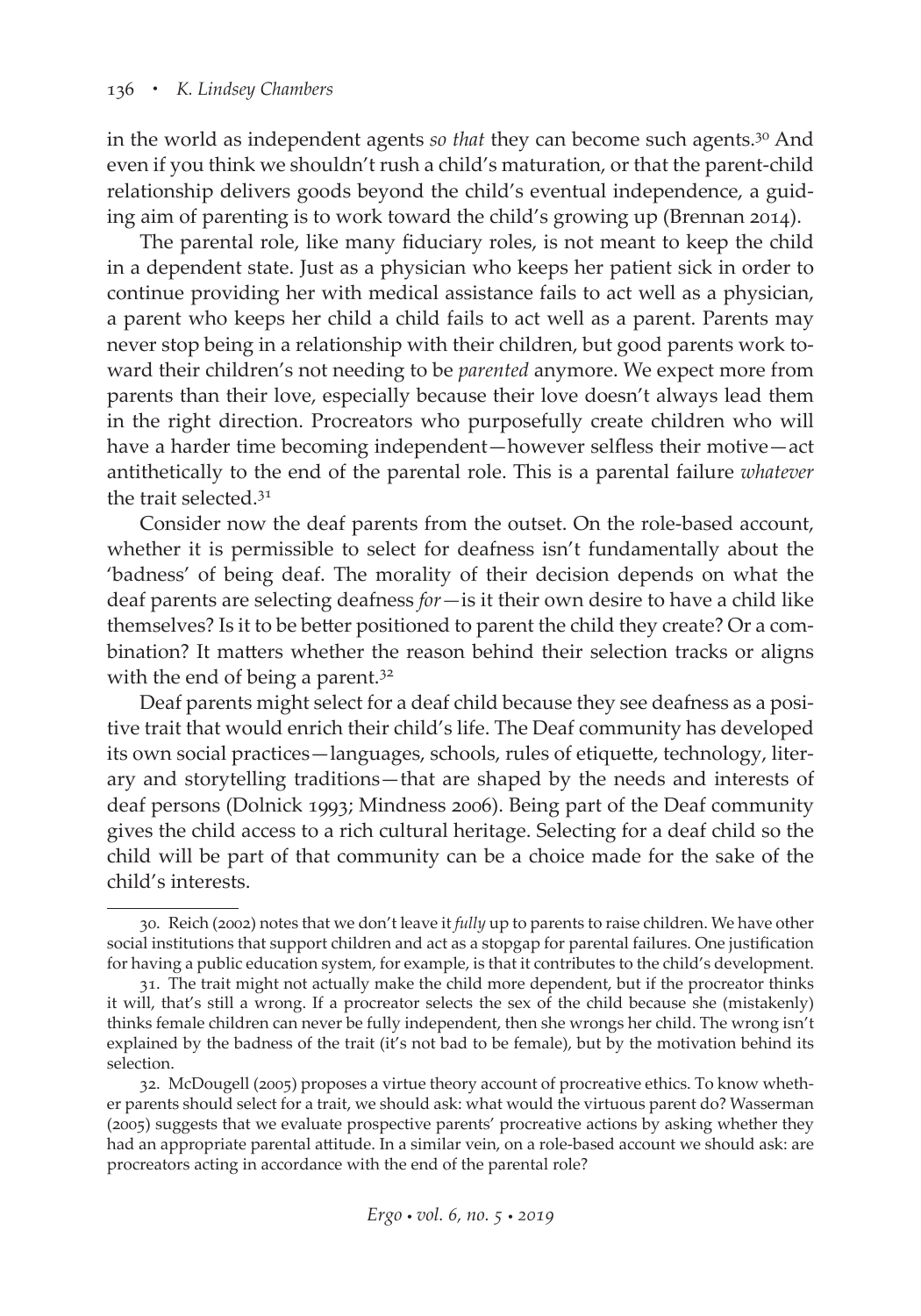in the world as independent agents *so that* they can become such agents.[30] And even if you think we shouldn't rush a child's maturation, or that the parent-child relationship delivers goods beyond the child's eventual independence, a guiding aim of parenting is to work toward the child's growing up (Brennan 2014).

The parental role, like many fiduciary roles, is not meant to keep the child in a dependent state. Just as a physician who keeps her patient sick in order to continue providing her with medical assistance fails to act well as a physician, a parent who keeps her child a child fails to act well as a parent. Parents may never stop being in a relationship with their children, but good parents work toward their children's not needing to be *parented* anymore. We expect more from parents than their love, especially because their love doesn't always lead them in the right direction. Procreators who purposefully create children who will have a harder time becoming independent—however selfless their motive—act antithetically to the end of the parental role. This is a parental failure *whatever* the trait selected.[31]

Consider now the deaf parents from the outset. On the role-based account, whether it is permissible to select for deafness isn't fundamentally about the 'badness' of being deaf. The morality of their decision depends on what the deaf parents are selecting deafness *for*—is it their own desire to have a child like themselves? Is it to be better positioned to parent the child they create? Or a combination? It matters whether the reason behind their selection tracks or aligns with the end of being a parent.[32]

Deaf parents might select for a deaf child because they see deafness as a positive trait that would enrich their child's life. The Deaf community has developed its own social practices—languages, schools, rules of etiquette, technology, literary and storytelling traditions—that are shaped by the needs and interests of deaf persons (Dolnick 1993; Mindness 2006). Being part of the Deaf community gives the child access to a rich cultural heritage. Selecting for a deaf child so the child will be part of that community can be a choice made for the sake of the child's interests.

30. Reich (2002) notes that we don't leave it *fully* up to parents to raise children. We have other social institutions that support children and act as a stopgap for parental failures. One justification for having a public education system, for example, is that it contributes to the child's development.

31. The trait might not actually make the child more dependent, but if the procreator thinks it will, that's still a wrong. If a procreator selects the sex of the child because she (mistakenly) thinks female children can never be fully independent, then she wrongs her child. The wrong isn't explained by the badness of the trait (it's not bad to be female), but by the motivation behind its selection.

32. McDougell (2005) proposes a virtue theory account of procreative ethics. To know whether parents should select for a trait, we should ask: what would the virtuous parent do? Wasserman (2005) suggests that we evaluate prospective parents' procreative actions by asking whether they had an appropriate parental attitude. In a similar vein, on a role-based account we should ask: are procreators acting in accordance with the end of the parental role?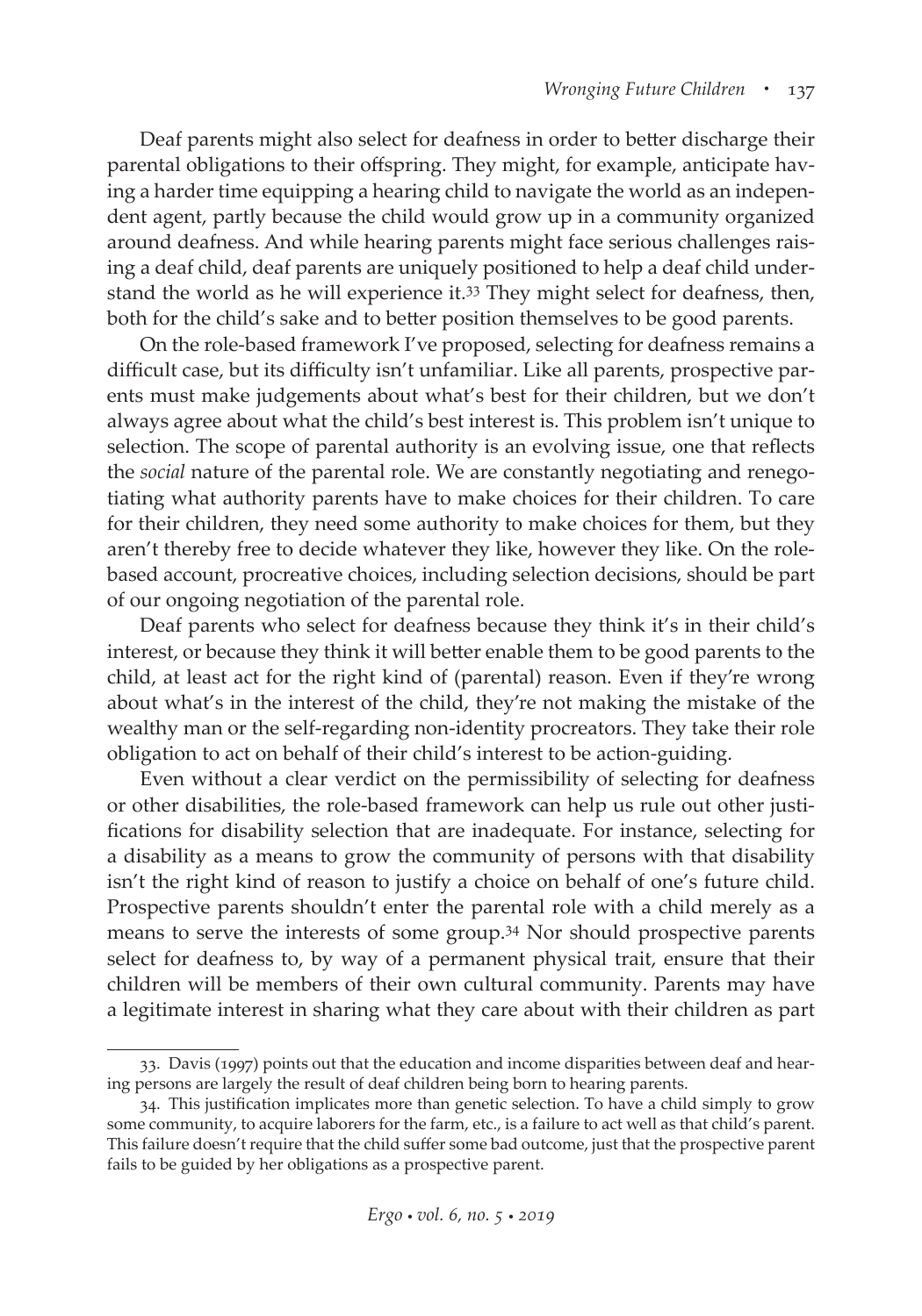Deaf parents might also select for deafness in order to better discharge their parental obligations to their offspring. They might, for example, anticipate having a harder time equipping a hearing child to navigate the world as an independent agent, partly because the child would grow up in a community organized around deafness. And while hearing parents might face serious challenges raising a deaf child, deaf parents are uniquely positioned to help a deaf child understand the world as he will experience it.[33] They might select for deafness, then, both for the child's sake and to better position themselves to be good parents.

On the role-based framework I've proposed, selecting for deafness remains a difficult case, but its difficulty isn't unfamiliar. Like all parents, prospective parents must make judgements about what's best for their children, but we don't always agree about what the child's best interest is. This problem isn't unique to selection. The scope of parental authority is an evolving issue, one that reflects the *social* nature of the parental role. We are constantly negotiating and renegotiating what authority parents have to make choices for their children. To care for their children, they need some authority to make choices for them, but they aren't thereby free to decide whatever they like, however they like. On the role-based account, procreative choices, including selection decisions, should be part of our ongoing negotiation of the parental role.

Deaf parents who select for deafness because they think it's in their child's interest, or because they think it will better enable them to be good parents to the child, at least act for the right kind of (parental) reason. Even if they're wrong about what's in the interest of the child, they're not making the mistake of the wealthy man or the self-regarding non-identity procreators. They take their role obligation to act on behalf of their child's interest to be action-guiding.

Even without a clear verdict on the permissibility of selecting for deafness or other disabilities, the role-based framework can help us rule out other justifications for disability selection that are inadequate. For instance, selecting for a disability as a means to grow the community of persons with that disability isn't the right kind of reason to justify a choice on behalf of one's future child. Prospective parents shouldn't enter the parental role with a child merely as a means to serve the interests of some group.[34] Nor should prospective parents select for deafness to, by way of a permanent physical trait, ensure that their children will be members of their own cultural community. Parents may have a legitimate interest in sharing what they care about with their children as part

---

33. Davis (1997) points out that the education and income disparities between deaf and hearing persons are largely the result of deaf children being born to hearing parents.

34. This justification implicates more than genetic selection. To have a child simply to grow some community, to acquire laborers for the farm, etc., is a failure to act well as that child's parent. This failure doesn't require that the child suffer some bad outcome, just that the prospective parent fails to be guided by her obligations as a prospective parent.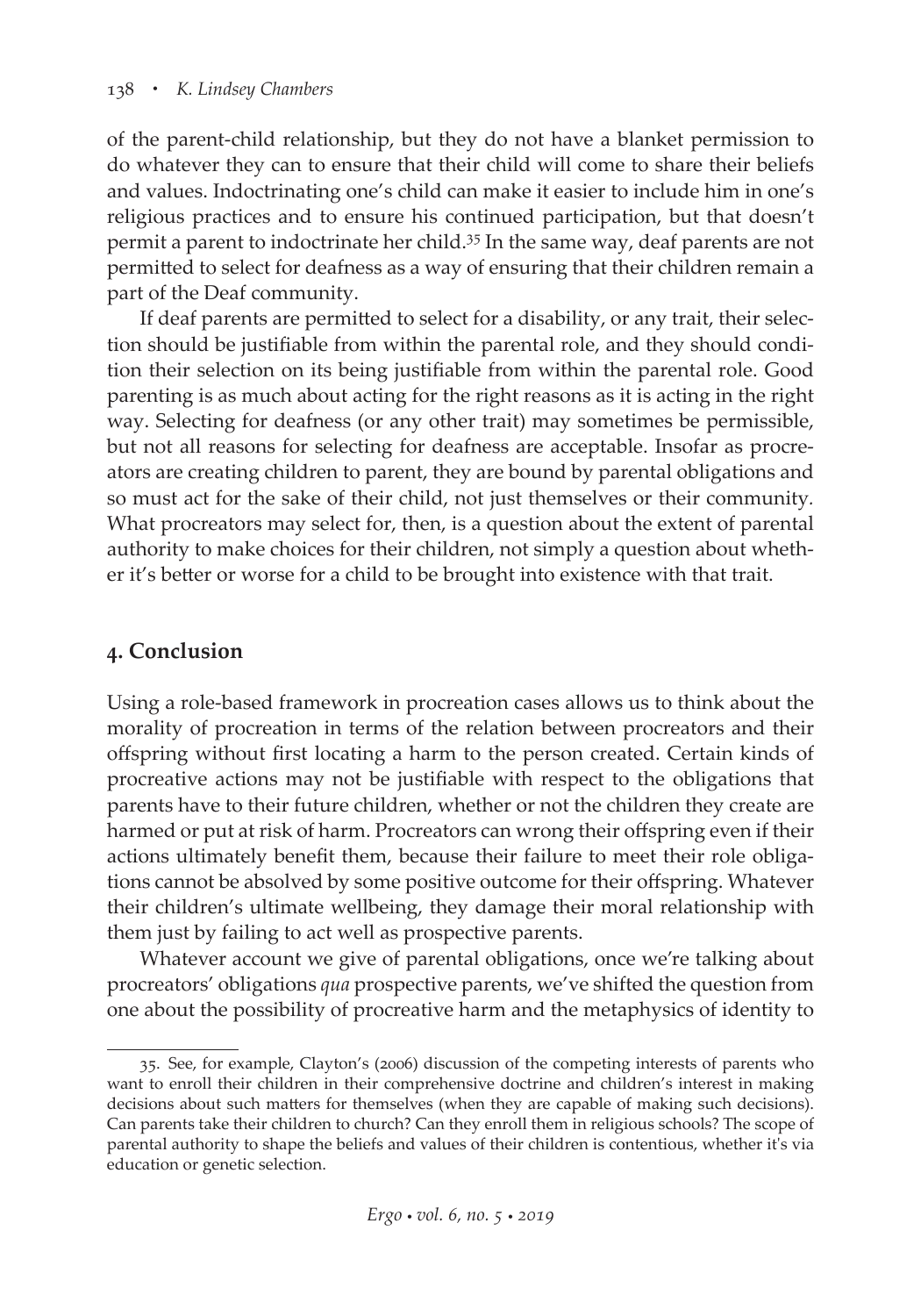of the parent-child relationship, but they do not have a blanket permission to do whatever they can to ensure that their child will come to share their beliefs and values. Indoctrinating one's child can make it easier to include him in one's religious practices and to ensure his continued participation, but that doesn't permit a parent to indoctrinate her child.[35] In the same way, deaf parents are not permitted to select for deafness as a way of ensuring that their children remain a part of the Deaf community.

If deaf parents are permitted to select for a disability, or any trait, their selection should be justifiable from within the parental role, and they should condition their selection on its being justifiable from within the parental role. Good parenting is as much about acting for the right reasons as it is acting in the right way. Selecting for deafness (or any other trait) may sometimes be permissible, but not all reasons for selecting for deafness are acceptable. Insofar as procreators are creating children to parent, they are bound by parental obligations and so must act for the sake of their child, not just themselves or their community. What procreators may select for, then, is a question about the extent of parental authority to make choices for their children, not simply a question about whether it's better or worse for a child to be brought into existence with that trait.

## 4. Conclusion

Using a role-based framework in procreation cases allows us to think about the morality of procreation in terms of the relation between procreators and their offspring without first locating a harm to the person created. Certain kinds of procreative actions may not be justifiable with respect to the obligations that parents have to their future children, whether or not the children they create are harmed or put at risk of harm. Procreators can wrong their offspring even if their actions ultimately benefit them, because their failure to meet their role obligations cannot be absolved by some positive outcome for their offspring. Whatever their children's ultimate wellbeing, they damage their moral relationship with them just by failing to act well as prospective parents.

Whatever account we give of parental obligations, once we're talking about procreators' obligations *qua* prospective parents, we've shifted the question from one about the possibility of procreative harm and the metaphysics of identity to

35. See, for example, Clayton's (2006) discussion of the competing interests of parents who want to enroll their children in their comprehensive doctrine and children's interest in making decisions about such matters for themselves (when they are capable of making such decisions). Can parents take their children to church? Can they enroll them in religious schools? The scope of parental authority to shape the beliefs and values of their children is contentious, whether it's via education or genetic selection.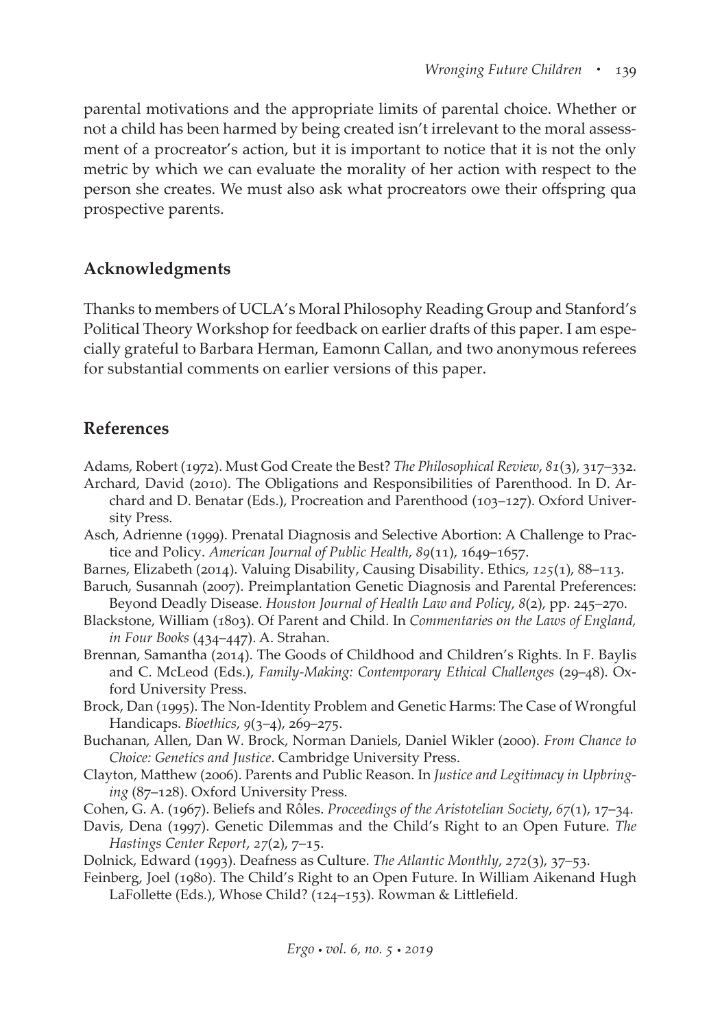parental motivations and the appropriate limits of parental choice. Whether or not a child has been harmed by being created isn't irrelevant to the moral assessment of a procreator's action, but it is important to notice that it is not the only metric by which we can evaluate the morality of her action with respect to the person she creates. We must also ask what procreators owe their offspring qua prospective parents.

## Acknowledgments

Thanks to members of UCLA's Moral Philosophy Reading Group and Stanford's Political Theory Workshop for feedback on earlier drafts of this paper. I am especially grateful to Barbara Herman, Eamonn Callan, and two anonymous referees for substantial comments on earlier versions of this paper.

## References

Adams, Robert (1972). Must God Create the Best? *The Philosophical Review*, *81*(3), 317–332.

Archard, David (2010). The Obligations and Responsibilities of Parenthood. In D. Archard and D. Benatar (Eds.), Procreation and Parenthood (103–127). Oxford University Press.

Asch, Adrienne (1999). Prenatal Diagnosis and Selective Abortion: A Challenge to Practice and Policy. *American Journal of Public Health*, *89*(11), 1649–1657.

Barnes, Elizabeth (2014). Valuing Disability, Causing Disability. Ethics, *125*(1), 88–113.

Baruch, Susannah (2007). Preimplantation Genetic Diagnosis and Parental Preferences: Beyond Deadly Disease. *Houston Journal of Health Law and Policy*, *8*(2), pp. 245–270.

Blackstone, William (1803). Of Parent and Child. In *Commentaries on the Laws of England, in Four Books* (434–447). A. Strahan.

Brennan, Samantha (2014). The Goods of Childhood and Children's Rights. In F. Baylis and C. McLeod (Eds.), *Family-Making: Contemporary Ethical Challenges* (29–48). Oxford University Press.

Brock, Dan (1995). The Non-Identity Problem and Genetic Harms: The Case of Wrongful Handicaps. *Bioethics*, *9*(3–4), 269–275.

Buchanan, Allen, Dan W. Brock, Norman Daniels, Daniel Wikler (2000). *From Chance to Choice: Genetics and Justice*. Cambridge University Press.

Clayton, Matthew (2006). Parents and Public Reason. In *Justice and Legitimacy in Upbringing* (87–128). Oxford University Press.

Cohen, G. A. (1967). Beliefs and Rôles. *Proceedings of the Aristotelian Society*, *67*(1), 17–34.

Davis, Dena (1997). Genetic Dilemmas and the Child's Right to an Open Future. *The Hastings Center Report*, *27*(2), 7–15.

Dolnick, Edward (1993). Deafness as Culture. *The Atlantic Monthly*, *272*(3), 37–53.

Feinberg, Joel (1980). The Child's Right to an Open Future. In William Aikenand Hugh LaFollette (Eds.), Whose Child? (124–153). Rowman & Littlefield.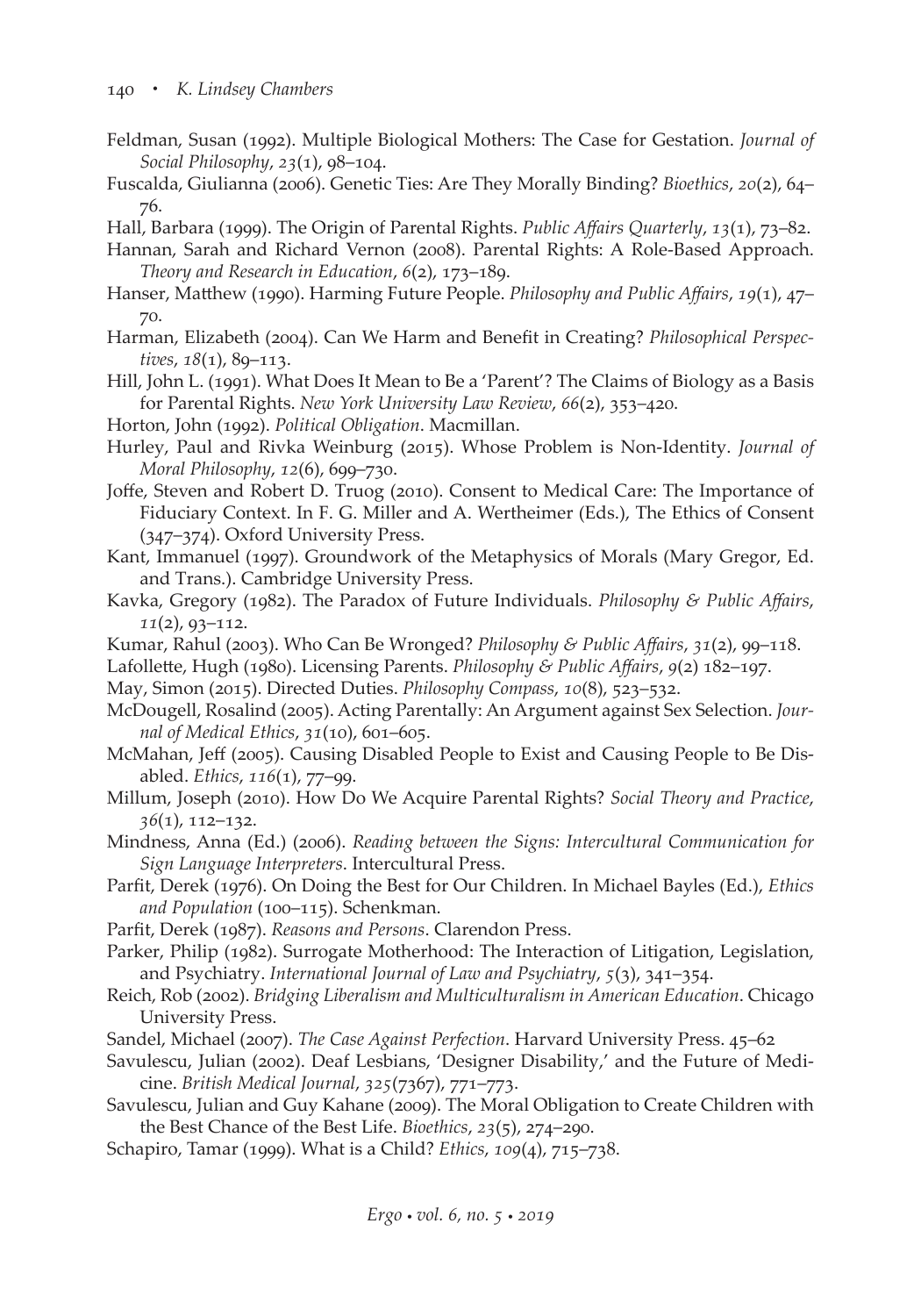Feldman, Susan (1992). Multiple Biological Mothers: The Case for Gestation. *Journal of Social Philosophy*, *23*(1), 98–104.

Fuscalda, Giulianna (2006). Genetic Ties: Are They Morally Binding? *Bioethics*, *20*(2), 64–76.

Hall, Barbara (1999). The Origin of Parental Rights. *Public Affairs Quarterly*, *13*(1), 73–82.

Hannan, Sarah and Richard Vernon (2008). Parental Rights: A Role-Based Approach. *Theory and Research in Education*, *6*(2), 173–189.

Hanser, Matthew (1990). Harming Future People. *Philosophy and Public Affairs*, *19*(1), 47–70.

Harman, Elizabeth (2004). Can We Harm and Benefit in Creating? *Philosophical Perspectives*, *18*(1), 89–113.

Hill, John L. (1991). What Does It Mean to Be a 'Parent'? The Claims of Biology as a Basis for Parental Rights. *New York University Law Review*, *66*(2), 353–420.

Horton, John (1992). *Political Obligation*. Macmillan.

Hurley, Paul and Rivka Weinburg (2015). Whose Problem is Non-Identity. *Journal of Moral Philosophy*, *12*(6), 699–730.

Joffe, Steven and Robert D. Truog (2010). Consent to Medical Care: The Importance of Fiduciary Context. In F. G. Miller and A. Wertheimer (Eds.), The Ethics of Consent (347–374). Oxford University Press.

Kant, Immanuel (1997). Groundwork of the Metaphysics of Morals (Mary Gregor, Ed. and Trans.). Cambridge University Press.

Kavka, Gregory (1982). The Paradox of Future Individuals. *Philosophy & Public Affairs*, *11*(2), 93–112.

Kumar, Rahul (2003). Who Can Be Wronged? *Philosophy & Public Affairs*, *31*(2), 99–118.

Lafollette, Hugh (1980). Licensing Parents. *Philosophy & Public Affairs*, *9*(2) 182–197.

May, Simon (2015). Directed Duties. *Philosophy Compass*, *10*(8), 523–532.

McDougell, Rosalind (2005). Acting Parentally: An Argument against Sex Selection. *Journal of Medical Ethics*, *31*(10), 601–605.

McMahan, Jeff (2005). Causing Disabled People to Exist and Causing People to Be Disabled. *Ethics*, *116*(1), 77–99.

Millum, Joseph (2010). How Do We Acquire Parental Rights? *Social Theory and Practice*, *36*(1), 112–132.

Mindness, Anna (Ed.) (2006). *Reading between the Signs: Intercultural Communication for Sign Language Interpreters*. Intercultural Press.

Parfit, Derek (1976). On Doing the Best for Our Children. In Michael Bayles (Ed.), *Ethics and Population* (100–115). Schenkman.

Parfit, Derek (1987). *Reasons and Persons*. Clarendon Press.

Parker, Philip (1982). Surrogate Motherhood: The Interaction of Litigation, Legislation, and Psychiatry. *International Journal of Law and Psychiatry*, *5*(3), 341–354.

Reich, Rob (2002). *Bridging Liberalism and Multiculturalism in American Education*. Chicago University Press.

Sandel, Michael (2007). *The Case Against Perfection*. Harvard University Press. 45–62

Savulescu, Julian (2002). Deaf Lesbians, 'Designer Disability,' and the Future of Medicine. *British Medical Journal*, *325*(7367), 771–773.

Savulescu, Julian and Guy Kahane (2009). The Moral Obligation to Create Children with the Best Chance of the Best Life. *Bioethics*, *23*(5), 274–290.

Schapiro, Tamar (1999). What is a Child? *Ethics*, *109*(4), 715–738.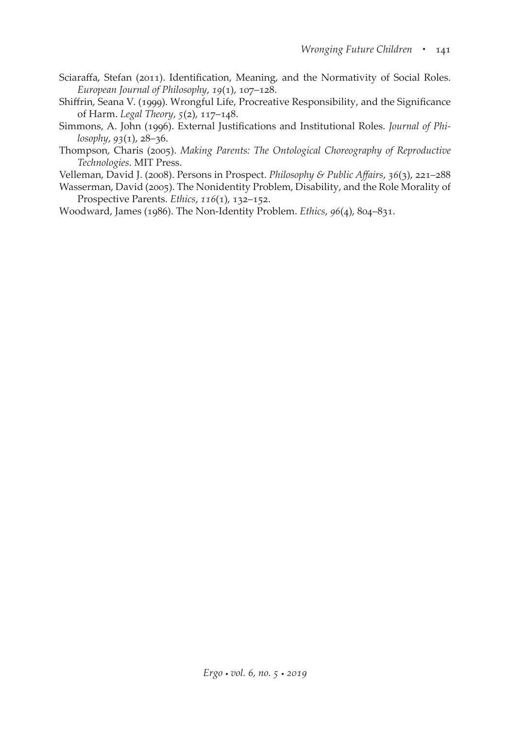Sciaraffa, Stefan (2011). Identification, Meaning, and the Normativity of Social Roles. *European Journal of Philosophy*, *19*(1), 107–128.

Shiffrin, Seana V. (1999). Wrongful Life, Procreative Responsibility, and the Significance of Harm. *Legal Theory*, *5*(2), 117–148.

Simmons, A. John (1996). External Justifications and Institutional Roles. *Journal of Philosophy*, *93*(1), 28–36.

Thompson, Charis (2005). *Making Parents: The Ontological Choreography of Reproductive Technologies*. MIT Press.

Velleman, David J. (2008). Persons in Prospect. *Philosophy & Public Affairs*, *36*(3), 221–288

Wasserman, David (2005). The Nonidentity Problem, Disability, and the Role Morality of Prospective Parents. *Ethics*, *116*(1), 132–152.

Woodward, James (1986). The Non-Identity Problem. *Ethics*, *96*(4), 804–831.